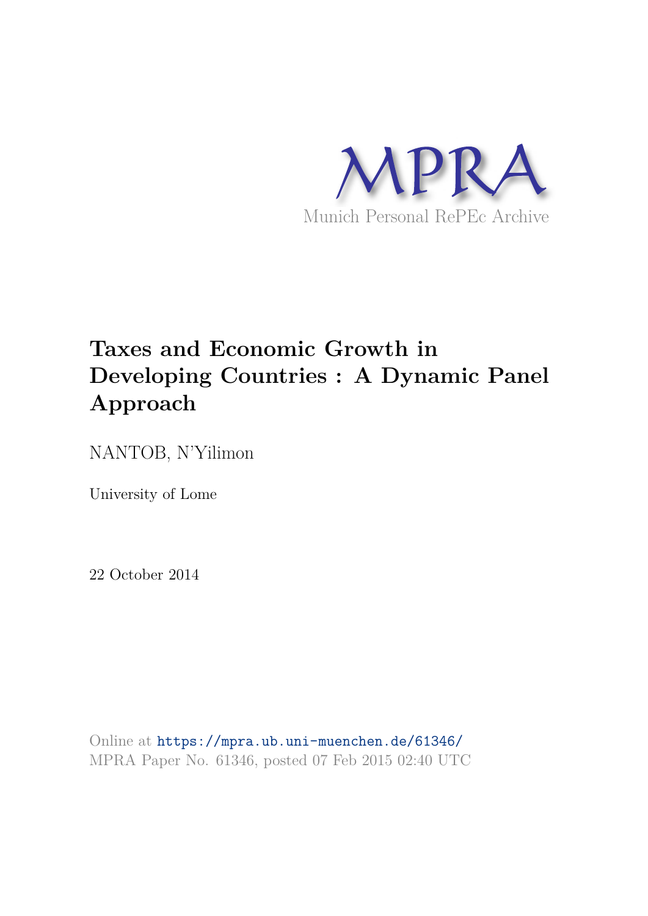MPRA

Munich Personal RePEc Archive

# Taxes and Economic Growth in Developing Countries : A Dynamic Panel Approach

NANTOB, N'Yilimon

University of Lome

22 October 2014

Online at https://mpra.ub.uni-muenchen.de/61346/
MPRA Paper No. 61346, posted 07 Feb 2015 02:40 UTC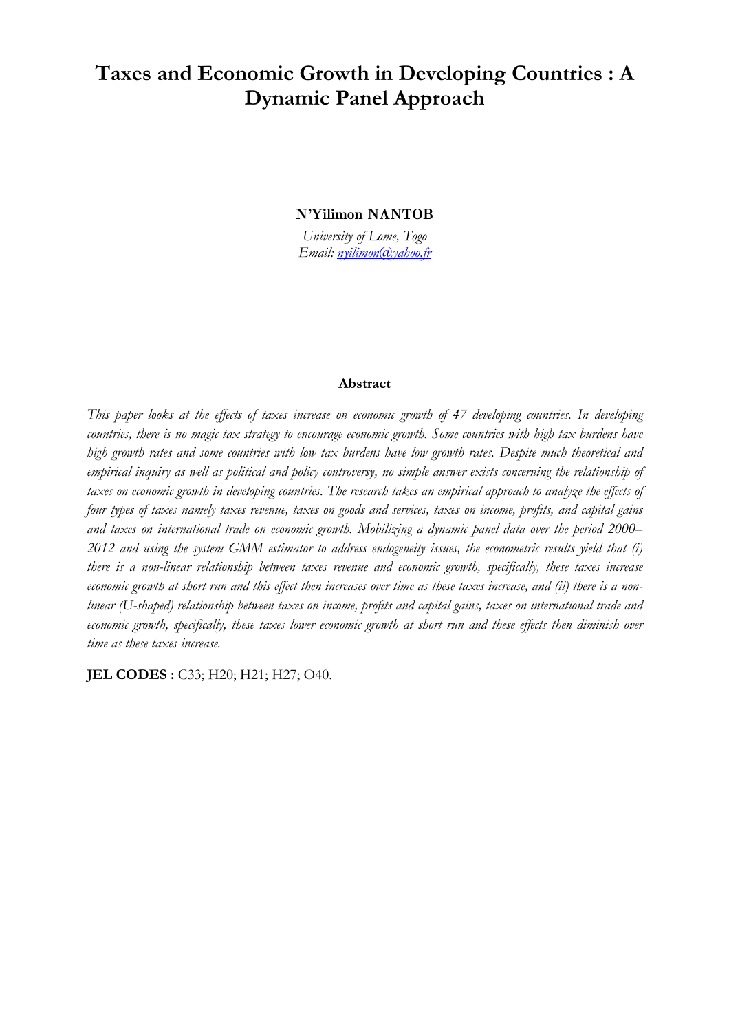# Taxes and Economic Growth in Developing Countries : A Dynamic Panel Approach

**N'Yilimon NANTOB**

*University of Lome, Togo*
*Email: nyilimon@yahoo.fr*

**Abstract**

*This paper looks at the effects of taxes increase on economic growth of 47 developing countries. In developing countries, there is no magic tax strategy to encourage economic growth. Some countries with high tax burdens have high growth rates and some countries with low tax burdens have low growth rates. Despite much theoretical and empirical inquiry as well as political and policy controversy, no simple answer exists concerning the relationship of taxes on economic growth in developing countries. The research takes an empirical approach to analyze the effects of four types of taxes namely taxes revenue, taxes on goods and services, taxes on income, profits, and capital gains and taxes on international trade on economic growth. Mobilizing a dynamic panel data over the period 2000–2012 and using the system GMM estimator to address endogeneity issues, the econometric results yield that (i) there is a non-linear relationship between taxes revenue and economic growth, specifically, these taxes increase economic growth at short run and this effect then increases over time as these taxes increase, and (ii) there is a non-linear (U-shaped) relationship between taxes on income, profits and capital gains, taxes on international trade and economic growth, specifically, these taxes lower economic growth at short run and these effects then diminish over time as these taxes increase.*

**JEL CODES :** C33; H20; H21; H27; O40.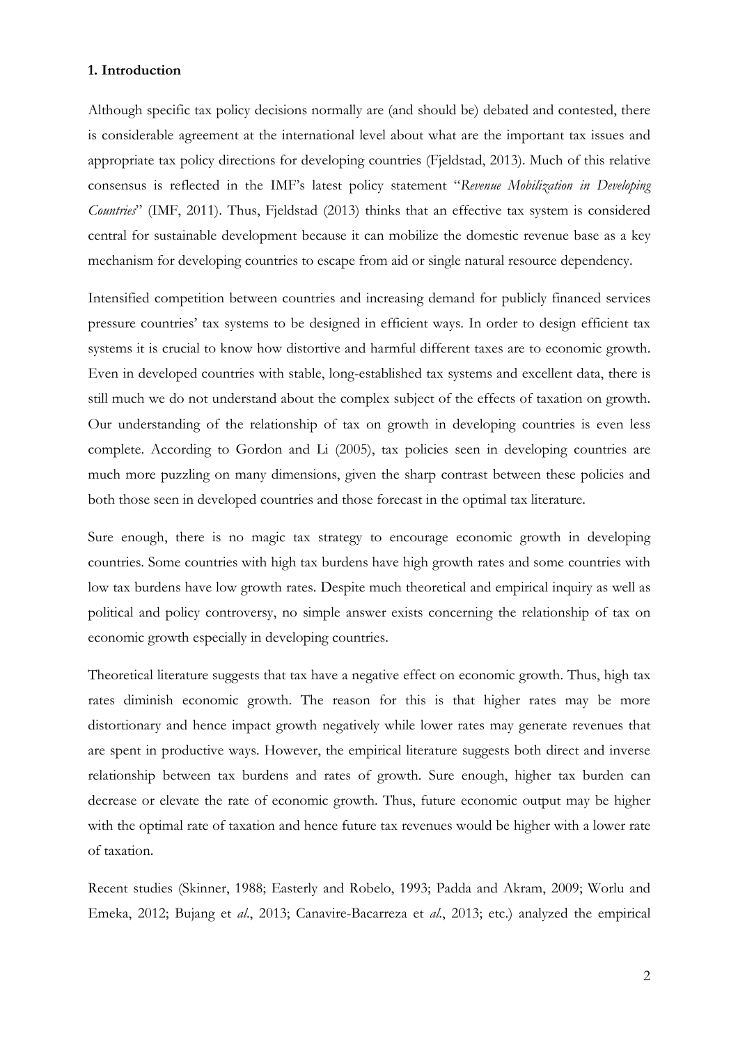**1. Introduction**

Although specific tax policy decisions normally are (and should be) debated and contested, there is considerable agreement at the international level about what are the important tax issues and appropriate tax policy directions for developing countries (Fjeldstad, 2013). Much of this relative consensus is reflected in the IMF's latest policy statement "*Revenue Mobilization in Developing Countries*" (IMF, 2011). Thus, Fjeldstad (2013) thinks that an effective tax system is considered central for sustainable development because it can mobilize the domestic revenue base as a key mechanism for developing countries to escape from aid or single natural resource dependency.

Intensified competition between countries and increasing demand for publicly financed services pressure countries' tax systems to be designed in efficient ways. In order to design efficient tax systems it is crucial to know how distortive and harmful different taxes are to economic growth. Even in developed countries with stable, long-established tax systems and excellent data, there is still much we do not understand about the complex subject of the effects of taxation on growth. Our understanding of the relationship of tax on growth in developing countries is even less complete. According to Gordon and Li (2005), tax policies seen in developing countries are much more puzzling on many dimensions, given the sharp contrast between these policies and both those seen in developed countries and those forecast in the optimal tax literature.

Sure enough, there is no magic tax strategy to encourage economic growth in developing countries. Some countries with high tax burdens have high growth rates and some countries with low tax burdens have low growth rates. Despite much theoretical and empirical inquiry as well as political and policy controversy, no simple answer exists concerning the relationship of tax on economic growth especially in developing countries.

Theoretical literature suggests that tax have a negative effect on economic growth. Thus, high tax rates diminish economic growth. The reason for this is that higher rates may be more distortionary and hence impact growth negatively while lower rates may generate revenues that are spent in productive ways. However, the empirical literature suggests both direct and inverse relationship between tax burdens and rates of growth. Sure enough, higher tax burden can decrease or elevate the rate of economic growth. Thus, future economic output may be higher with the optimal rate of taxation and hence future tax revenues would be higher with a lower rate of taxation.

Recent studies (Skinner, 1988; Easterly and Robelo, 1993; Padda and Akram, 2009; Worlu and Emeka, 2012; Bujang et *al*., 2013; Canavire-Bacarreza et *al*., 2013; etc.) analyzed the empirical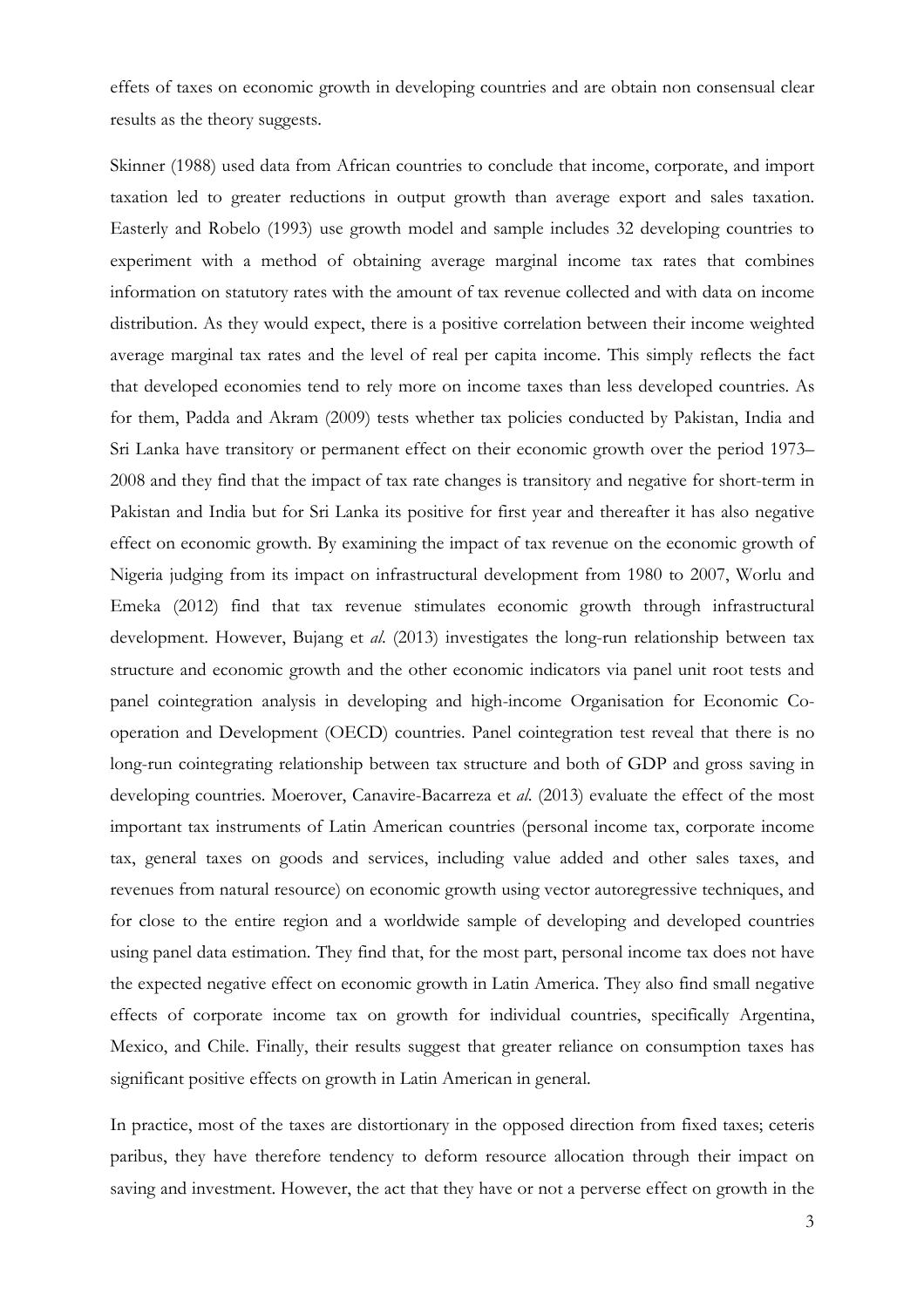effets of taxes on economic growth in developing countries and are obtain non consensual clear results as the theory suggests.

Skinner (1988) used data from African countries to conclude that income, corporate, and import taxation led to greater reductions in output growth than average export and sales taxation. Easterly and Robelo (1993) use growth model and sample includes 32 developing countries to experiment with a method of obtaining average marginal income tax rates that combines information on statutory rates with the amount of tax revenue collected and with data on income distribution. As they would expect, there is a positive correlation between their income weighted average marginal tax rates and the level of real per capita income. This simply reflects the fact that developed economies tend to rely more on income taxes than less developed countries. As for them, Padda and Akram (2009) tests whether tax policies conducted by Pakistan, India and Sri Lanka have transitory or permanent effect on their economic growth over the period 1973–2008 and they find that the impact of tax rate changes is transitory and negative for short-term in Pakistan and India but for Sri Lanka its positive for first year and thereafter it has also negative effect on economic growth. By examining the impact of tax revenue on the economic growth of Nigeria judging from its impact on infrastructural development from 1980 to 2007, Worlu and Emeka (2012) find that tax revenue stimulates economic growth through infrastructural development. However, Bujang et *al.* (2013) investigates the long-run relationship between tax structure and economic growth and the other economic indicators via panel unit root tests and panel cointegration analysis in developing and high-income Organisation for Economic Co-operation and Development (OECD) countries. Panel cointegration test reveal that there is no long-run cointegrating relationship between tax structure and both of GDP and gross saving in developing countries. Moerover, Canavire-Bacarreza et *al.* (2013) evaluate the effect of the most important tax instruments of Latin American countries (personal income tax, corporate income tax, general taxes on goods and services, including value added and other sales taxes, and revenues from natural resource) on economic growth using vector autoregressive techniques, and for close to the entire region and a worldwide sample of developing and developed countries using panel data estimation. They find that, for the most part, personal income tax does not have the expected negative effect on economic growth in Latin America. They also find small negative effects of corporate income tax on growth for individual countries, specifically Argentina, Mexico, and Chile. Finally, their results suggest that greater reliance on consumption taxes has significant positive effects on growth in Latin American in general.

In practice, most of the taxes are distortionary in the opposed direction from fixed taxes; ceteris paribus, they have therefore tendency to deform resource allocation through their impact on saving and investment. However, the act that they have or not a perverse effect on growth in the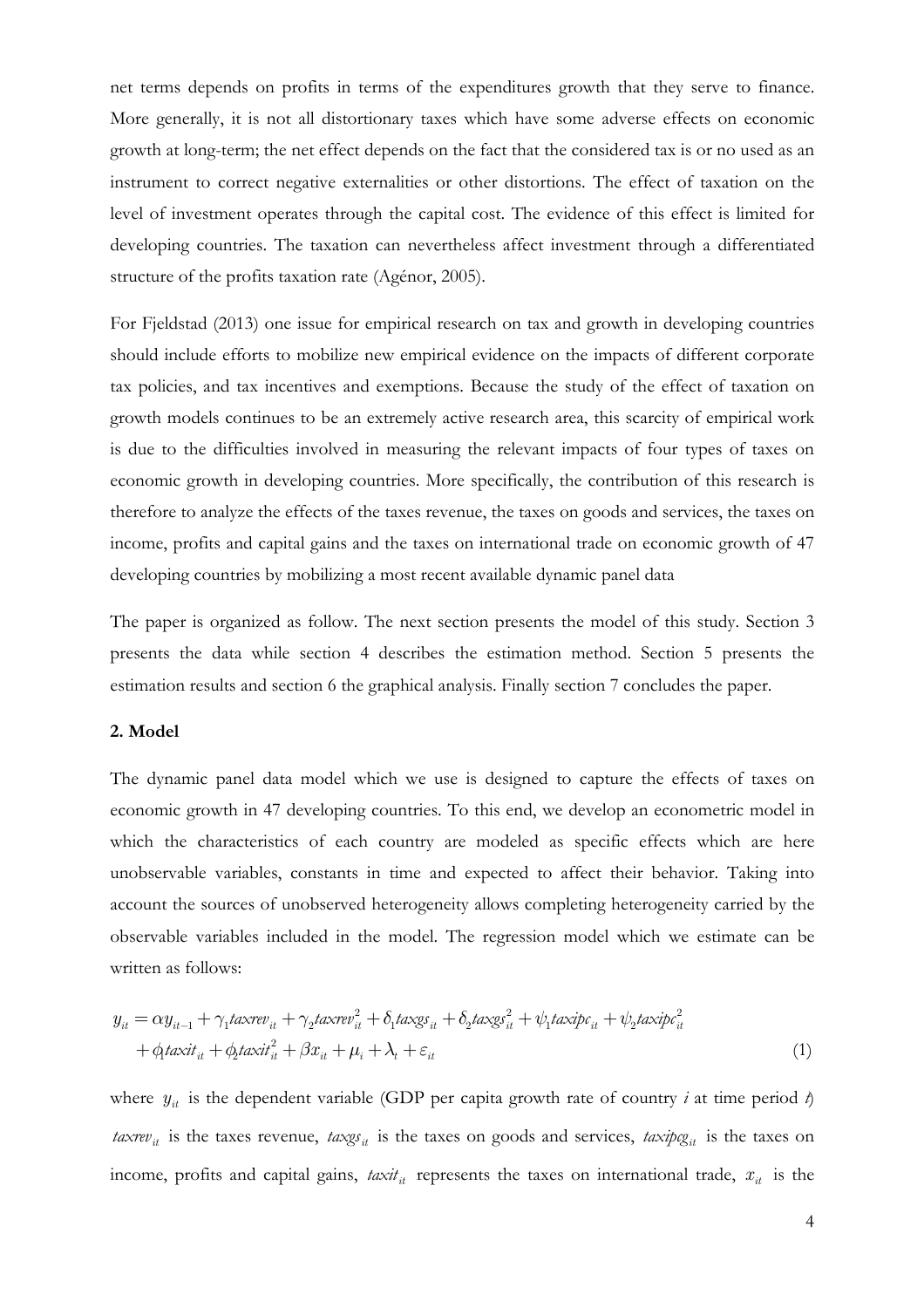net terms depends on profits in terms of the expenditures growth that they serve to finance. More generally, it is not all distortionary taxes which have some adverse effects on economic growth at long-term; the net effect depends on the fact that the considered tax is or no used as an instrument to correct negative externalities or other distortions. The effect of taxation on the level of investment operates through the capital cost. The evidence of this effect is limited for developing countries. The taxation can nevertheless affect investment through a differentiated structure of the profits taxation rate (Agénor, 2005).

For Fjeldstad (2013) one issue for empirical research on tax and growth in developing countries should include efforts to mobilize new empirical evidence on the impacts of different corporate tax policies, and tax incentives and exemptions. Because the study of the effect of taxation on growth models continues to be an extremely active research area, this scarcity of empirical work is due to the difficulties involved in measuring the relevant impacts of four types of taxes on economic growth in developing countries. More specifically, the contribution of this research is therefore to analyze the effects of the taxes revenue, the taxes on goods and services, the taxes on income, profits and capital gains and the taxes on international trade on economic growth of 47 developing countries by mobilizing a most recent available dynamic panel data

The paper is organized as follow. The next section presents the model of this study. Section 3 presents the data while section 4 describes the estimation method. Section 5 presents the estimation results and section 6 the graphical analysis. Finally section 7 concludes the paper.

## 2. Model

The dynamic panel data model which we use is designed to capture the effects of taxes on economic growth in 47 developing countries. To this end, we develop an econometric model in which the characteristics of each country are modeled as specific effects which are here unobservable variables, constants in time and expected to affect their behavior. Taking into account the sources of unobserved heterogeneity allows completing heterogeneity carried by the observable variables included in the model. The regression model which we estimate can be written as follows:

$$
\begin{aligned}
y_{it} = \alpha y_{it-1} + \gamma_1 taxrev_{it} + \gamma_2 taxrev_{it}^2 + \delta_1 taxgs_{it} + \delta_2 taxgs_{it}^2 + \psi_1 taxipc_{it} + \psi_2 taxipc_{it}^2 \\
+ \phi_1 taxit_{it} + \phi_2 taxit_{it}^2 + \beta x_{it} + \mu_i + \lambda_t + \varepsilon_{it}
\end{aligned}
\tag{1}
$$

where $y_{it}$ is the dependent variable (GDP per capita growth rate of country $i$ at time period $t$) $taxrev_{it}$ is the taxes revenue, $taxgs_{it}$ is the taxes on goods and services, $taxipcg_{it}$ is the taxes on income, profits and capital gains, $taxit_{it}$ represents the taxes on international trade, $x_{it}$ is the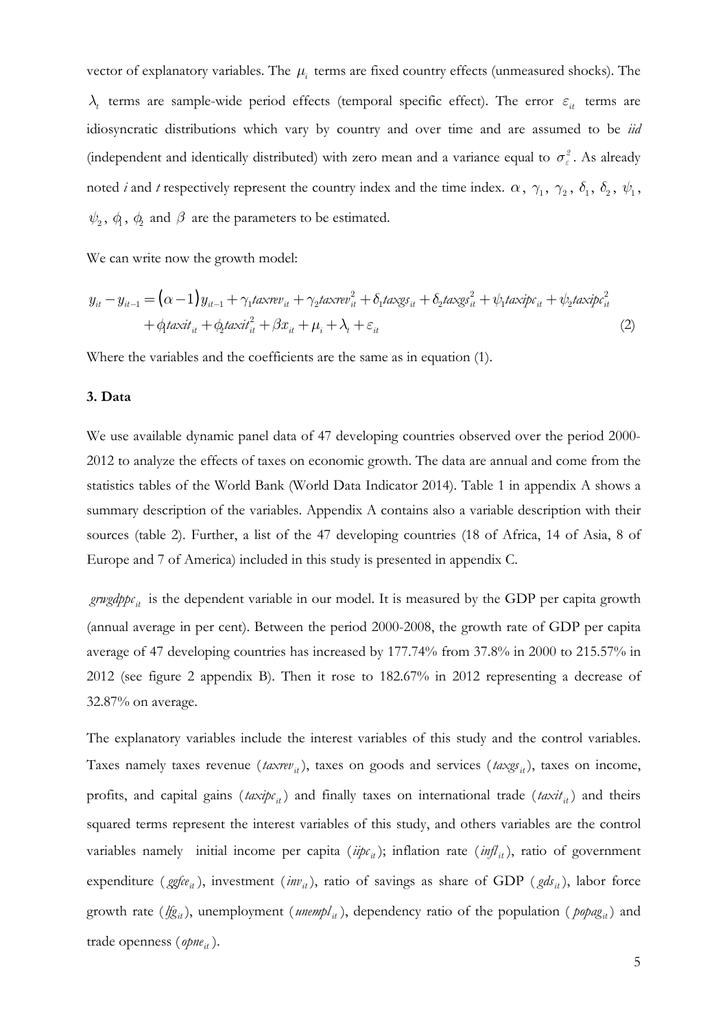vector of explanatory variables. The $\mu_i$ terms are fixed country effects (unmeasured shocks). The $\lambda_t$ terms are sample-wide period effects (temporal specific effect). The error $\varepsilon_{it}$ terms are idiosyncratic distributions which vary by country and over time and are assumed to be *iid* (independent and identically distributed) with zero mean and a variance equal to $\sigma_\varepsilon^2$. As already noted *i* and *t* respectively represent the country index and the time index. $\alpha$, $\gamma_1$, $\gamma_2$, $\delta_1$, $\delta_2$, $\psi_1$, $\psi_2$, $\phi_1$, $\phi_2$ and $\beta$ are the parameters to be estimated.

We can write now the growth model:

$$y_{it} - y_{it-1} = (\alpha - 1)y_{it-1} + \gamma_1 taxrev_{it} + \gamma_2 taxrev_{it}^2 + \delta_1 taxgs_{it} + \delta_2 taxgs_{it}^2 + \psi_1 taxipc_{it} + \psi_2 taxipc_{it}^2 + \phi_1 taxit_{it} + \phi_2 taxit_{it}^2 + \beta x_{it} + \mu_i + \lambda_t + \varepsilon_{it} \quad (2)$$

Where the variables and the coefficients are the same as in equation (1).

### 3. Data

We use available dynamic panel data of 47 developing countries observed over the period 2000-2012 to analyze the effects of taxes on economic growth. The data are annual and come from the statistics tables of the World Bank (World Data Indicator 2014). Table 1 in appendix A shows a summary description of the variables. Appendix A contains also a variable description with their sources (table 2). Further, a list of the 47 developing countries (18 of Africa, 14 of Asia, 8 of Europe and 7 of America) included in this study is presented in appendix C.

$grwgdppc_{it}$ is the dependent variable in our model. It is measured by the GDP per capita growth (annual average in per cent). Between the period 2000-2008, the growth rate of GDP per capita average of 47 developing countries has increased by 177.74% from 37.8% in 2000 to 215.57% in 2012 (see figure 2 appendix B). Then it rose to 182.67% in 2012 representing a decrease of 32.87% on average.

The explanatory variables include the interest variables of this study and the control variables. Taxes namely taxes revenue ($taxrev_{it}$), taxes on goods and services ($taxgs_{it}$), taxes on income, profits, and capital gains ($taxipc_{it}$) and finally taxes on international trade ($taxit_{it}$) and theirs squared terms represent the interest variables of this study, and others variables are the control variables namely initial income per capita ($iipc_{it}$); inflation rate ($infl_{it}$), ratio of government expenditure ($ggfce_{it}$), investment ($inv_{it}$), ratio of savings as share of GDP ($gds_{it}$), labor force growth rate ($lfg_{it}$), unemployment ($unempl_{it}$), dependency ratio of the population ($popag_{it}$) and trade openness ($opne_{it}$).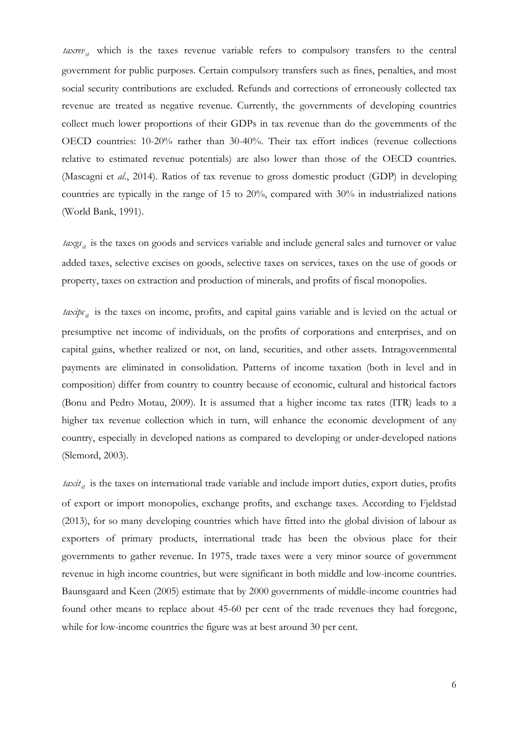$taxrev_{it}$ which is the taxes revenue variable refers to compulsory transfers to the central government for public purposes. Certain compulsory transfers such as fines, penalties, and most social security contributions are excluded. Refunds and corrections of erroneously collected tax revenue are treated as negative revenue. Currently, the governments of developing countries collect much lower proportions of their GDPs in tax revenue than do the governments of the OECD countries: 10-20% rather than 30-40%. Their tax effort indices (revenue collections relative to estimated revenue potentials) are also lower than those of the OECD countries. (Mascagni et *al.*, 2014). Ratios of tax revenue to gross domestic product (GDP) in developing countries are typically in the range of 15 to 20%, compared with 30% in industrialized nations (World Bank, 1991).

$taxgs_{it}$ is the taxes on goods and services variable and include general sales and turnover or value added taxes, selective excises on goods, selective taxes on services, taxes on the use of goods or property, taxes on extraction and production of minerals, and profits of fiscal monopolies.

$taxipc_{it}$ is the taxes on income, profits, and capital gains variable and is levied on the actual or presumptive net income of individuals, on the profits of corporations and enterprises, and on capital gains, whether realized or not, on land, securities, and other assets. Intragovernmental payments are eliminated in consolidation. Patterns of income taxation (both in level and in composition) differ from country to country because of economic, cultural and historical factors (Bonu and Pedro Motau, 2009). It is assumed that a higher income tax rates (ITR) leads to a higher tax revenue collection which in turn, will enhance the economic development of any country, especially in developed nations as compared to developing or under-developed nations (Slemord, 2003).

$taxit_{it}$ is the taxes on international trade variable and include import duties, export duties, profits of export or import monopolies, exchange profits, and exchange taxes. According to Fjeldstad (2013), for so many developing countries which have fitted into the global division of labour as exporters of primary products, international trade has been the obvious place for their governments to gather revenue. In 1975, trade taxes were a very minor source of government revenue in high income countries, but were significant in both middle and low-income countries. Baunsgaard and Keen (2005) estimate that by 2000 governments of middle-income countries had found other means to replace about 45-60 per cent of the trade revenues they had foregone, while for low-income countries the figure was at best around 30 per cent.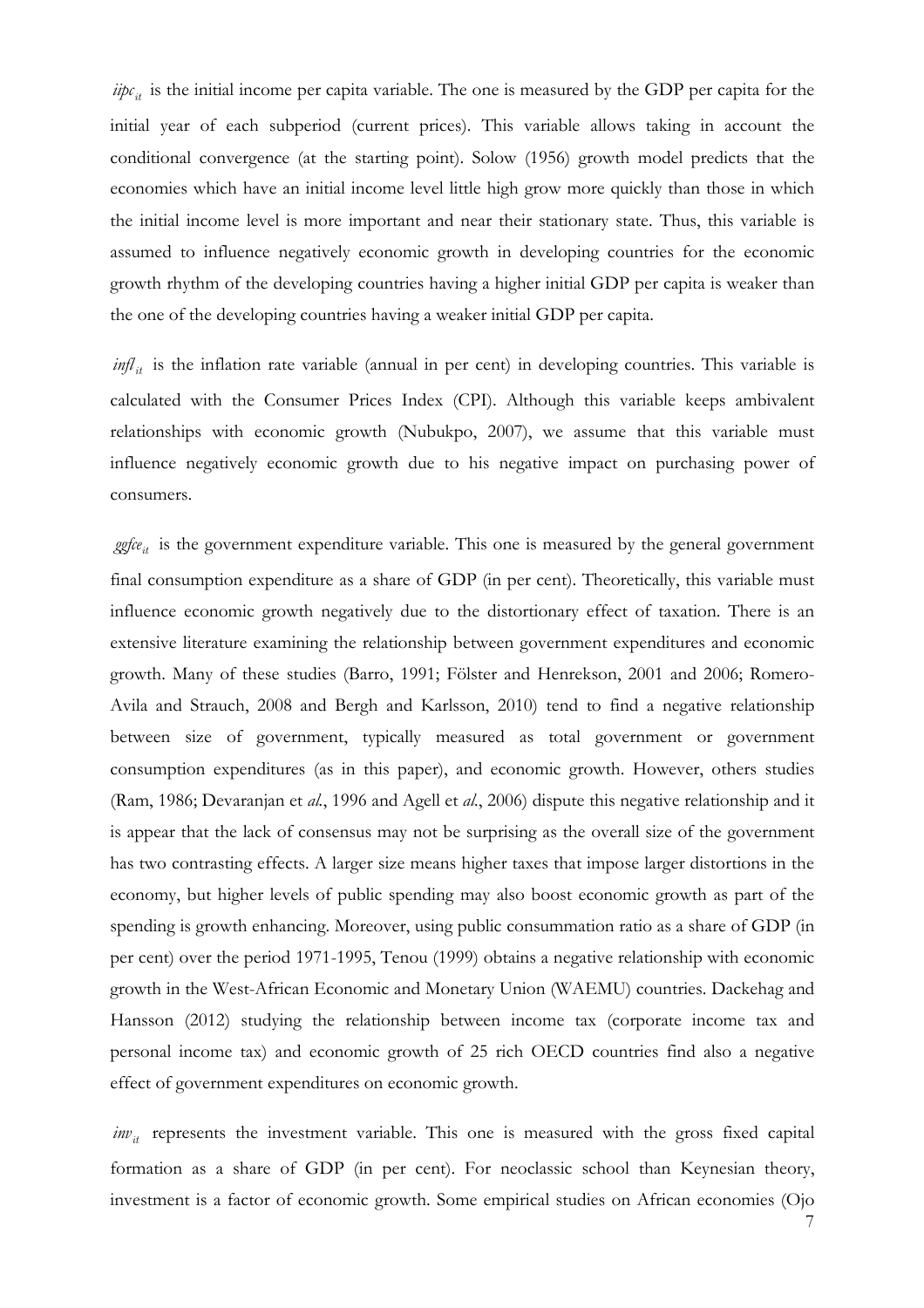$iipc_{it}$ is the initial income per capita variable. The one is measured by the GDP per capita for the initial year of each subperiod (current prices). This variable allows taking in account the conditional convergence (at the starting point). Solow (1956) growth model predicts that the economies which have an initial income level little high grow more quickly than those in which the initial income level is more important and near their stationary state. Thus, this variable is assumed to influence negatively economic growth in developing countries for the economic growth rhythm of the developing countries having a higher initial GDP per capita is weaker than the one of the developing countries having a weaker initial GDP per capita.

$infl_{it}$ is the inflation rate variable (annual in per cent) in developing countries. This variable is calculated with the Consumer Prices Index (CPI). Although this variable keeps ambivalent relationships with economic growth (Nubukpo, 2007), we assume that this variable must influence negatively economic growth due to his negative impact on purchasing power of consumers.

$ggfce_{it}$ is the government expenditure variable. This one is measured by the general government final consumption expenditure as a share of GDP (in per cent). Theoretically, this variable must influence economic growth negatively due to the distortionary effect of taxation. There is an extensive literature examining the relationship between government expenditures and economic growth. Many of these studies (Barro, 1991; Fölster and Henrekson, 2001 and 2006; Romero-Avila and Strauch, 2008 and Bergh and Karlsson, 2010) tend to find a negative relationship between size of government, typically measured as total government or government consumption expenditures (as in this paper), and economic growth. However, others studies (Ram, 1986; Devaranjan et *al.*, 1996 and Agell et *al.*, 2006) dispute this negative relationship and it is appear that the lack of consensus may not be surprising as the overall size of the government has two contrasting effects. A larger size means higher taxes that impose larger distortions in the economy, but higher levels of public spending may also boost economic growth as part of the spending is growth enhancing. Moreover, using public consummation ratio as a share of GDP (in per cent) over the period 1971-1995, Tenou (1999) obtains a negative relationship with economic growth in the West-African Economic and Monetary Union (WAEMU) countries. Dackehag and Hansson (2012) studying the relationship between income tax (corporate income tax and personal income tax) and economic growth of 25 rich OECD countries find also a negative effect of government expenditures on economic growth.

$inv_{it}$ represents the investment variable. This one is measured with the gross fixed capital formation as a share of GDP (in per cent). For neoclassic school than Keynesian theory, investment is a factor of economic growth. Some empirical studies on African economies (Ojo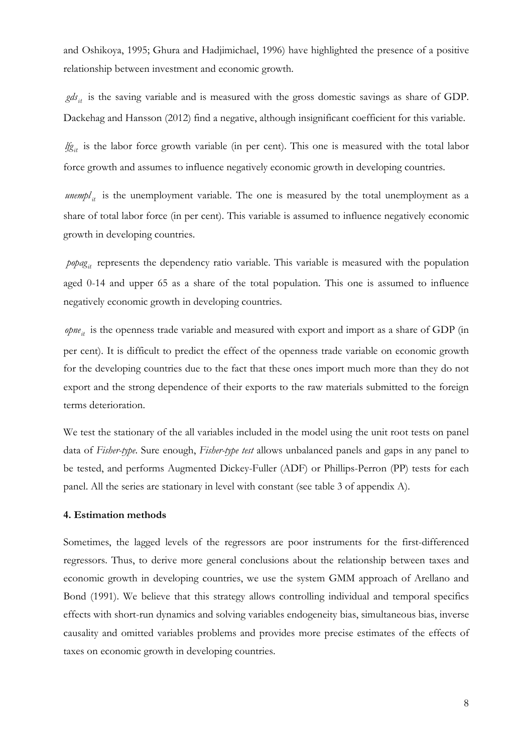and Oshikoya, 1995; Ghura and Hadjimichael, 1996) have highlighted the presence of a positive relationship between investment and economic growth.

$gds_{it}$ is the saving variable and is measured with the gross domestic savings as share of GDP. Dackehag and Hansson (2012) find a negative, although insignificant coefficient for this variable.

$lfg_{it}$ is the labor force growth variable (in per cent). This one is measured with the total labor force growth and assumes to influence negatively economic growth in developing countries.

$unempl_{it}$ is the unemployment variable. The one is measured by the total unemployment as a share of total labor force (in per cent). This variable is assumed to influence negatively economic growth in developing countries.

$popag_{it}$ represents the dependency ratio variable. This variable is measured with the population aged 0-14 and upper 65 as a share of the total population. This one is assumed to influence negatively economic growth in developing countries.

$opne_{it}$ is the openness trade variable and measured with export and import as a share of GDP (in per cent). It is difficult to predict the effect of the openness trade variable on economic growth for the developing countries due to the fact that these ones import much more than they do not export and the strong dependence of their exports to the raw materials submitted to the foreign terms deterioration.

We test the stationary of the all variables included in the model using the unit root tests on panel data of *Fisher-type*. Sure enough, *Fisher-type test* allows unbalanced panels and gaps in any panel to be tested, and performs Augmented Dickey-Fuller (ADF) or Phillips-Perron (PP) tests for each panel. All the series are stationary in level with constant (see table 3 of appendix A).

### 4. Estimation methods

Sometimes, the lagged levels of the regressors are poor instruments for the first-differenced regressors. Thus, to derive more general conclusions about the relationship between taxes and economic growth in developing countries, we use the system GMM approach of Arellano and Bond (1991). We believe that this strategy allows controlling individual and temporal specifics effects with short-run dynamics and solving variables endogeneity bias, simultaneous bias, inverse causality and omitted variables problems and provides more precise estimates of the effects of taxes on economic growth in developing countries.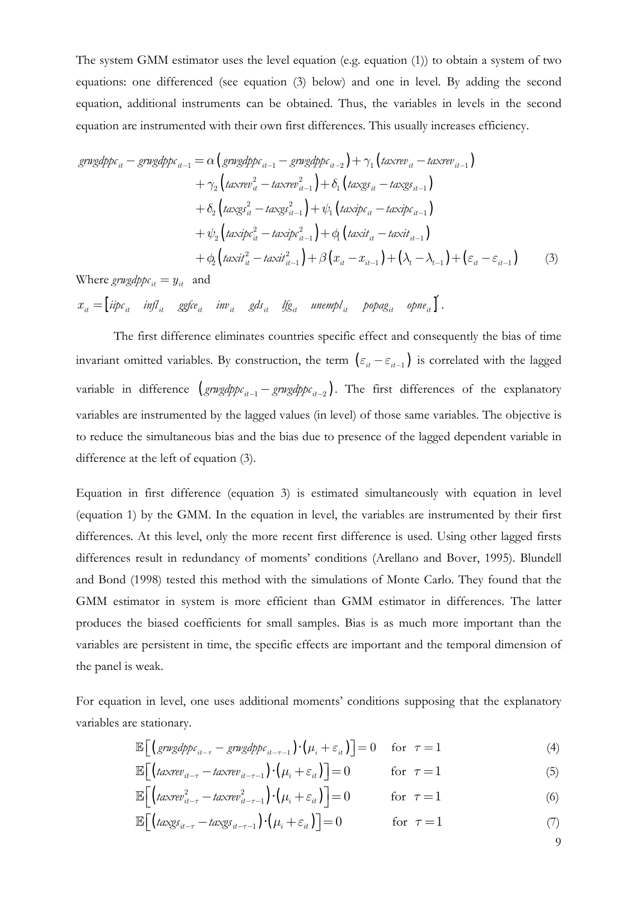The system GMM estimator uses the level equation (e.g. equation (1)) to obtain a system of two equations: one differenced (see equation (3) below) and one in level. By adding the second equation, additional instruments can be obtained. Thus, the variables in levels in the second equation are instrumented with their own first differences. This usually increases efficiency.

$$
\begin{aligned}
grwgdppc_{it} - grwgdppc_{it-1} = {} & \alpha\left(grwgdppc_{it-1} - grwgdppc_{it-2}\right) + \gamma_1\left(taxrev_{it} - taxrev_{it-1}\right) \\
& + \gamma_2\left(taxrev_{it}^2 - taxrev_{it-1}^2\right) + \delta_1\left(taxgs_{it} - taxgs_{it-1}\right) \\
& + \delta_2\left(taxgs_{it}^2 - taxgs_{it-1}^2\right) + \psi_1\left(taxipc_{it} - taxipc_{it-1}\right) \\
& + \psi_2\left(taxipc_{it}^2 - taxipc_{it-1}^2\right) + \phi_1\left(taxit_{it} - taxit_{it-1}\right) \\
& + \phi_2\left(taxit_{it}^2 - taxit_{it-1}^2\right) + \beta\left(x_{it} - x_{it-1}\right) + \left(\lambda_t - \lambda_{t-1}\right) + \left(\varepsilon_{it} - \varepsilon_{it-1}\right)
\end{aligned}
\tag{3}
$$

Where $grwgdppc_{it} = y_{it}$ and

$x_{it} = \left[iipc_{it} \quad infl_{it} \quad ggfce_{it} \quad inv_{it} \quad gds_{it} \quad lfg_{it} \quad unempl_{it} \quad popag_{it} \quad opne_{it}\right]'$.

The first difference eliminates countries specific effect and consequently the bias of time invariant omitted variables. By construction, the term $\left(\varepsilon_{it} - \varepsilon_{it-1}\right)$ is correlated with the lagged variable in difference $\left(grwgdppc_{it-1} - grwgdppc_{it-2}\right)$. The first differences of the explanatory variables are instrumented by the lagged values (in level) of those same variables. The objective is to reduce the simultaneous bias and the bias due to presence of the lagged dependent variable in difference at the left of equation (3).

Equation in first difference (equation 3) is estimated simultaneously with equation in level (equation 1) by the GMM. In the equation in level, the variables are instrumented by their first differences. At this level, only the more recent first difference is used. Using other lagged firsts differences result in redundancy of moments' conditions (Arellano and Bover, 1995). Blundell and Bond (1998) tested this method with the simulations of Monte Carlo. They found that the GMM estimator in system is more efficient than GMM estimator in differences. The latter produces the biased coefficients for small samples. Bias is as much more important than the variables are persistent in time, the specific effects are important and the temporal dimension of the panel is weak.

For equation in level, one uses additional moments' conditions supposing that the explanatory variables are stationary.

$$\mathbb{E}\left[\left(grwgdppc_{it-\tau} - grwgdppc_{it-\tau-1}\right)\cdot\left(\mu_i + \varepsilon_{it}\right)\right] = 0 \quad \text{for } \tau = 1 \tag{4}$$

$$\mathbb{E}\left[\left(taxrev_{it-\tau} - taxrev_{it-\tau-1}\right)\cdot\left(\mu_i + \varepsilon_{it}\right)\right] = 0 \quad \text{for } \tau = 1 \tag{5}$$

$$\mathbb{E}\left[\left(taxrev_{it-\tau}^2 - taxrev_{it-\tau-1}^2\right)\cdot\left(\mu_i + \varepsilon_{it}\right)\right] = 0 \quad \text{for } \tau = 1 \tag{6}$$

$$\mathbb{E}\left[\left(taxgs_{it-\tau} - taxgs_{it-\tau-1}\right)\cdot\left(\mu_i + \varepsilon_{it}\right)\right] = 0 \quad \text{for } \tau = 1 \tag{7}$$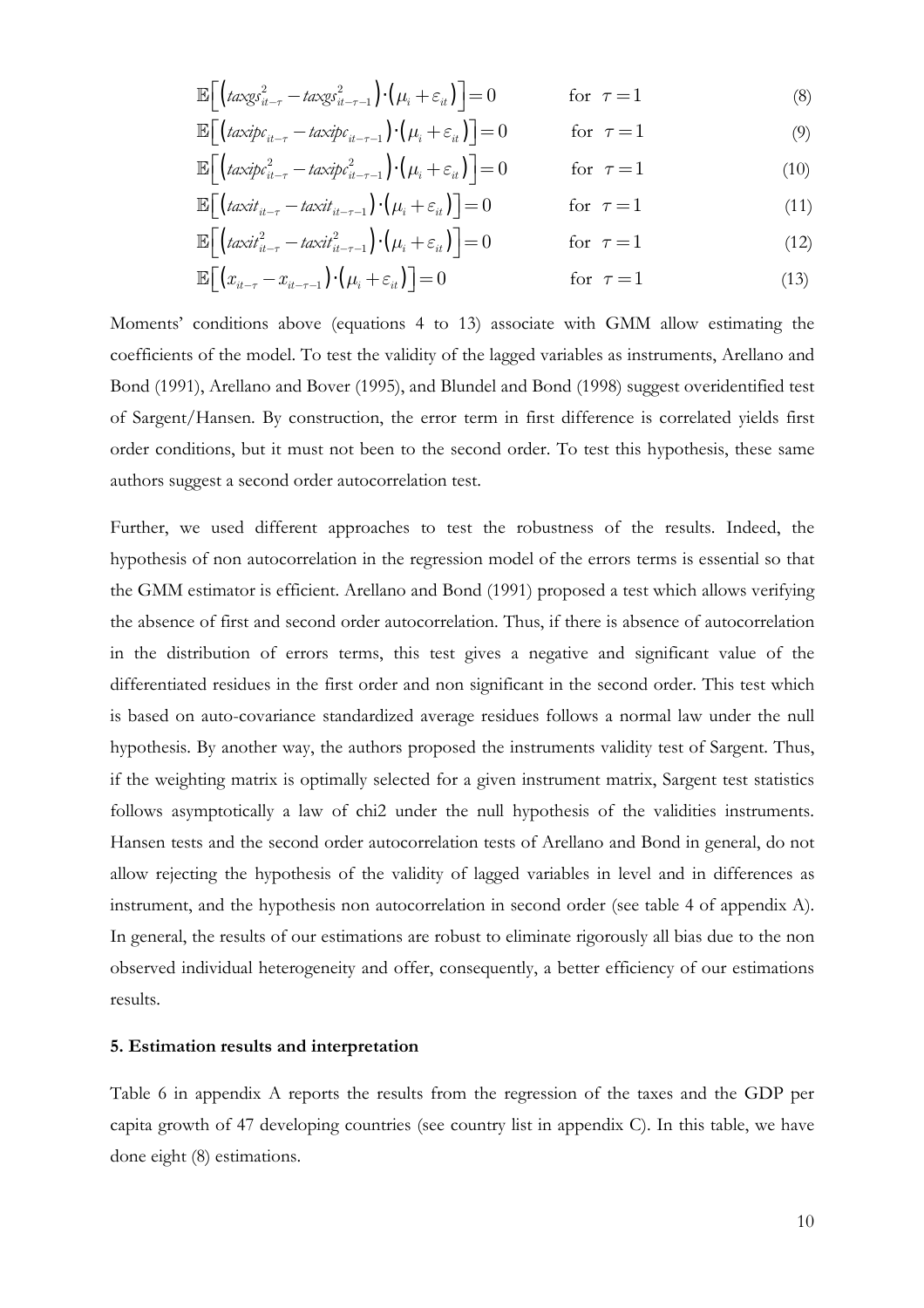$$\mathbb{E}\left[\left(taxgs_{it-\tau}^{2}-taxgs_{it-\tau-1}^{2}\right)\cdot\left(\mu_{i}+\varepsilon_{it}\right)\right]=0 \qquad \text{for } \tau=1 \tag{8}$$

$$\mathbb{E}\left[\left(taxipc_{it-\tau}-taxipc_{it-\tau-1}\right)\cdot\left(\mu_{i}+\varepsilon_{it}\right)\right]=0 \qquad \text{for } \tau=1 \tag{9}$$

$$\mathbb{E}\left[\left(taxipc_{it-\tau}^{2}-taxipc_{it-\tau-1}^{2}\right)\cdot\left(\mu_{i}+\varepsilon_{it}\right)\right]=0 \qquad \text{for } \tau=1 \tag{10}$$

$$\mathbb{E}\left[\left(taxit_{it-\tau}-taxit_{it-\tau-1}\right)\cdot\left(\mu_{i}+\varepsilon_{it}\right)\right]=0 \qquad \text{for } \tau=1 \tag{11}$$

$$\mathbb{E}\left[\left(taxit_{it-\tau}^{2}-taxit_{it-\tau-1}^{2}\right)\cdot\left(\mu_{i}+\varepsilon_{it}\right)\right]=0 \qquad \text{for } \tau=1 \tag{12}$$

$$\mathbb{E}\left[\left(x_{it-\tau}-x_{it-\tau-1}\right)\cdot\left(\mu_{i}+\varepsilon_{it}\right)\right]=0 \qquad \text{for } \tau=1 \tag{13}$$

Moments' conditions above (equations 4 to 13) associate with GMM allow estimating the coefficients of the model. To test the validity of the lagged variables as instruments, Arellano and Bond (1991), Arellano and Bover (1995), and Blundel and Bond (1998) suggest overidentified test of Sargent/Hansen. By construction, the error term in first difference is correlated yields first order conditions, but it must not been to the second order. To test this hypothesis, these same authors suggest a second order autocorrelation test.

Further, we used different approaches to test the robustness of the results. Indeed, the hypothesis of non autocorrelation in the regression model of the errors terms is essential so that the GMM estimator is efficient. Arellano and Bond (1991) proposed a test which allows verifying the absence of first and second order autocorrelation. Thus, if there is absence of autocorrelation in the distribution of errors terms, this test gives a negative and significant value of the differentiated residues in the first order and non significant in the second order. This test which is based on auto-covariance standardized average residues follows a normal law under the null hypothesis. By another way, the authors proposed the instruments validity test of Sargent. Thus, if the weighting matrix is optimally selected for a given instrument matrix, Sargent test statistics follows asymptotically a law of chi2 under the null hypothesis of the validities instruments. Hansen tests and the second order autocorrelation tests of Arellano and Bond in general, do not allow rejecting the hypothesis of the validity of lagged variables in level and in differences as instrument, and the hypothesis non autocorrelation in second order (see table 4 of appendix A). In general, the results of our estimations are robust to eliminate rigorously all bias due to the non observed individual heterogeneity and offer, consequently, a better efficiency of our estimations results.

## 5. Estimation results and interpretation

Table 6 in appendix A reports the results from the regression of the taxes and the GDP per capita growth of 47 developing countries (see country list in appendix C). In this table, we have done eight (8) estimations.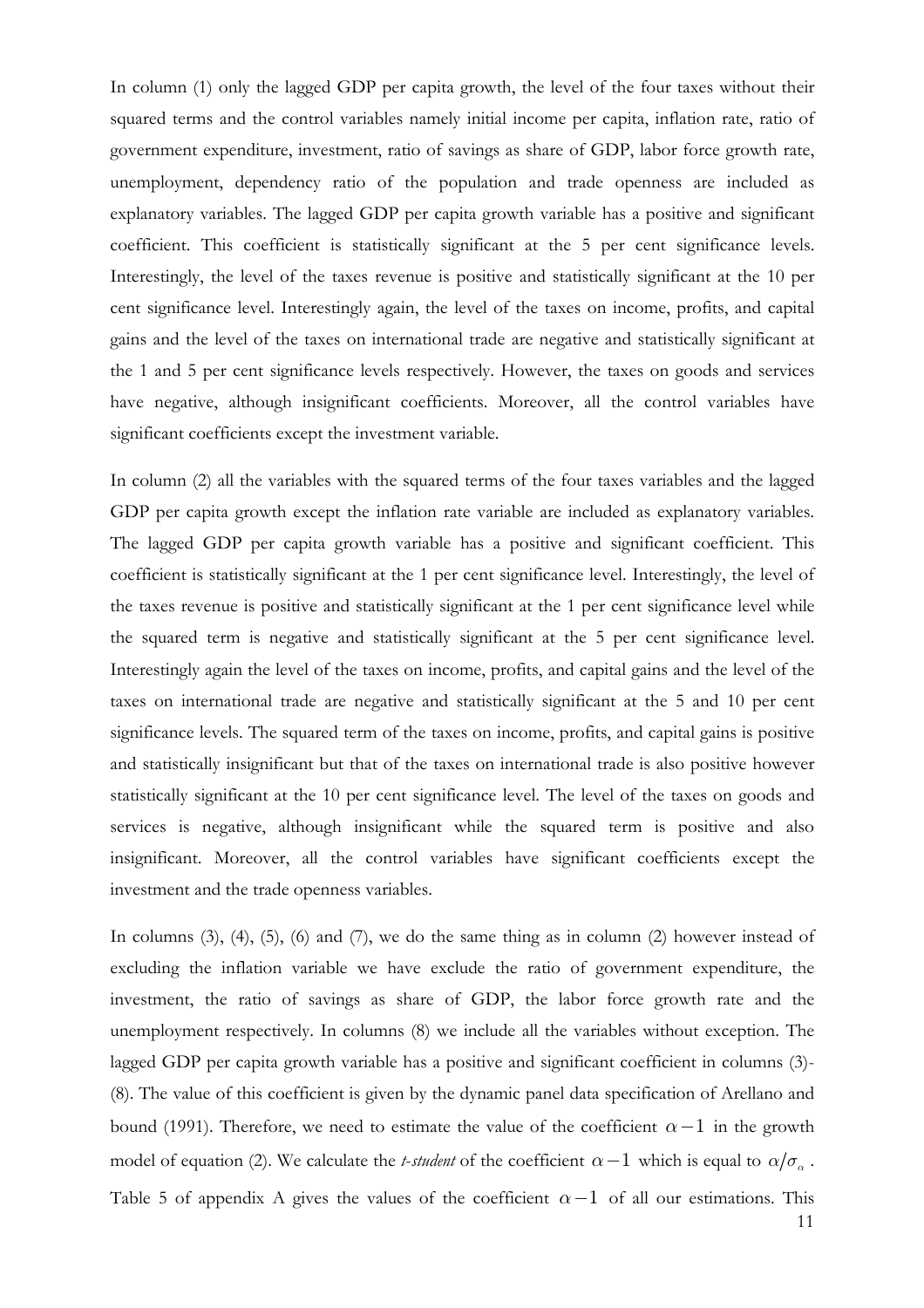In column (1) only the lagged GDP per capita growth, the level of the four taxes without their squared terms and the control variables namely initial income per capita, inflation rate, ratio of government expenditure, investment, ratio of savings as share of GDP, labor force growth rate, unemployment, dependency ratio of the population and trade openness are included as explanatory variables. The lagged GDP per capita growth variable has a positive and significant coefficient. This coefficient is statistically significant at the 5 per cent significance levels. Interestingly, the level of the taxes revenue is positive and statistically significant at the 10 per cent significance level. Interestingly again, the level of the taxes on income, profits, and capital gains and the level of the taxes on international trade are negative and statistically significant at the 1 and 5 per cent significance levels respectively. However, the taxes on goods and services have negative, although insignificant coefficients. Moreover, all the control variables have significant coefficients except the investment variable.

In column (2) all the variables with the squared terms of the four taxes variables and the lagged GDP per capita growth except the inflation rate variable are included as explanatory variables. The lagged GDP per capita growth variable has a positive and significant coefficient. This coefficient is statistically significant at the 1 per cent significance level. Interestingly, the level of the taxes revenue is positive and statistically significant at the 1 per cent significance level while the squared term is negative and statistically significant at the 5 per cent significance level. Interestingly again the level of the taxes on income, profits, and capital gains and the level of the taxes on international trade are negative and statistically significant at the 5 and 10 per cent significance levels. The squared term of the taxes on income, profits, and capital gains is positive and statistically insignificant but that of the taxes on international trade is also positive however statistically significant at the 10 per cent significance level. The level of the taxes on goods and services is negative, although insignificant while the squared term is positive and also insignificant. Moreover, all the control variables have significant coefficients except the investment and the trade openness variables.

In columns (3), (4), (5), (6) and (7), we do the same thing as in column (2) however instead of excluding the inflation variable we have exclude the ratio of government expenditure, the investment, the ratio of savings as share of GDP, the labor force growth rate and the unemployment respectively. In columns (8) we include all the variables without exception. The lagged GDP per capita growth variable has a positive and significant coefficient in columns (3)-(8). The value of this coefficient is given by the dynamic panel data specification of Arellano and bound (1991). Therefore, we need to estimate the value of the coefficient $\alpha - 1$ in the growth model of equation (2). We calculate the *t-student* of the coefficient $\alpha - 1$ which is equal to $\alpha / \sigma_{\alpha}$. Table 5 of appendix A gives the values of the coefficient $\alpha - 1$ of all our estimations. This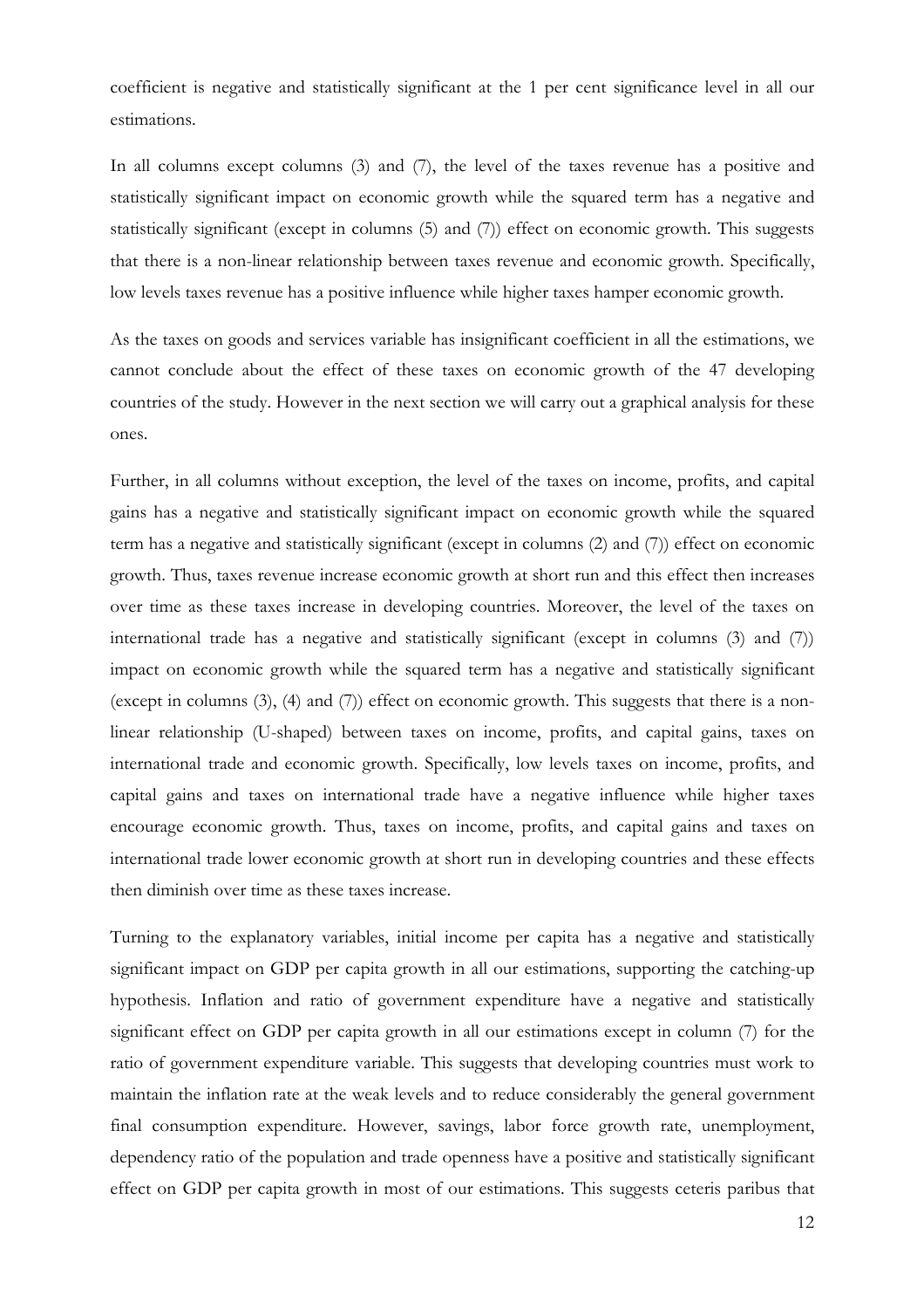coefficient is negative and statistically significant at the 1 per cent significance level in all our estimations.

In all columns except columns (3) and (7), the level of the taxes revenue has a positive and statistically significant impact on economic growth while the squared term has a negative and statistically significant (except in columns (5) and (7)) effect on economic growth. This suggests that there is a non-linear relationship between taxes revenue and economic growth. Specifically, low levels taxes revenue has a positive influence while higher taxes hamper economic growth.

As the taxes on goods and services variable has insignificant coefficient in all the estimations, we cannot conclude about the effect of these taxes on economic growth of the 47 developing countries of the study. However in the next section we will carry out a graphical analysis for these ones.

Further, in all columns without exception, the level of the taxes on income, profits, and capital gains has a negative and statistically significant impact on economic growth while the squared term has a negative and statistically significant (except in columns (2) and (7)) effect on economic growth. Thus, taxes revenue increase economic growth at short run and this effect then increases over time as these taxes increase in developing countries. Moreover, the level of the taxes on international trade has a negative and statistically significant (except in columns (3) and (7)) impact on economic growth while the squared term has a negative and statistically significant (except in columns (3), (4) and (7)) effect on economic growth. This suggests that there is a non-linear relationship (U-shaped) between taxes on income, profits, and capital gains, taxes on international trade and economic growth. Specifically, low levels taxes on income, profits, and capital gains and taxes on international trade have a negative influence while higher taxes encourage economic growth. Thus, taxes on income, profits, and capital gains and taxes on international trade lower economic growth at short run in developing countries and these effects then diminish over time as these taxes increase.

Turning to the explanatory variables, initial income per capita has a negative and statistically significant impact on GDP per capita growth in all our estimations, supporting the catching-up hypothesis. Inflation and ratio of government expenditure have a negative and statistically significant effect on GDP per capita growth in all our estimations except in column (7) for the ratio of government expenditure variable. This suggests that developing countries must work to maintain the inflation rate at the weak levels and to reduce considerably the general government final consumption expenditure. However, savings, labor force growth rate, unemployment, dependency ratio of the population and trade openness have a positive and statistically significant effect on GDP per capita growth in most of our estimations. This suggests ceteris paribus that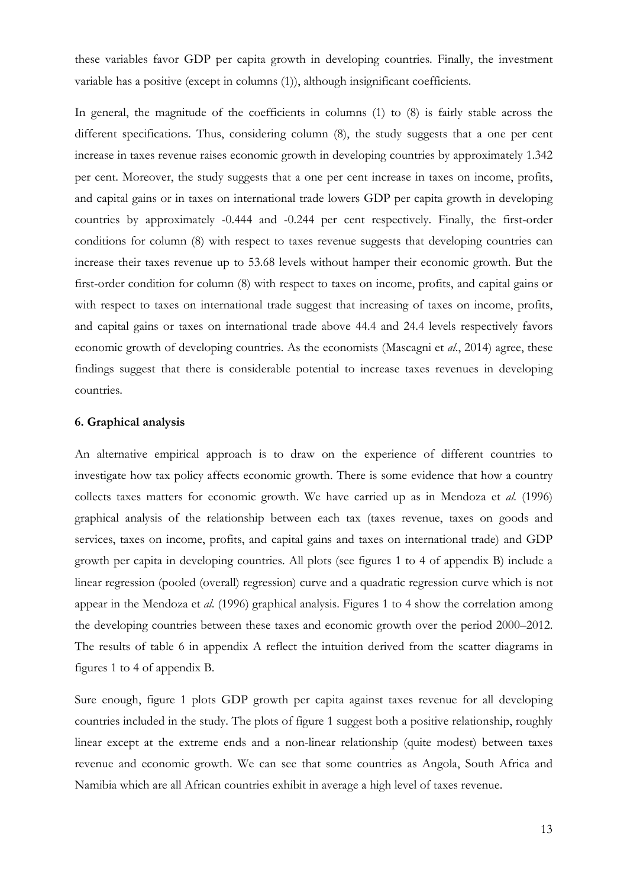these variables favor GDP per capita growth in developing countries. Finally, the investment variable has a positive (except in columns (1)), although insignificant coefficients.

In general, the magnitude of the coefficients in columns (1) to (8) is fairly stable across the different specifications. Thus, considering column (8), the study suggests that a one per cent increase in taxes revenue raises economic growth in developing countries by approximately 1.342 per cent. Moreover, the study suggests that a one per cent increase in taxes on income, profits, and capital gains or in taxes on international trade lowers GDP per capita growth in developing countries by approximately -0.444 and -0.244 per cent respectively. Finally, the first-order conditions for column (8) with respect to taxes revenue suggests that developing countries can increase their taxes revenue up to 53.68 levels without hamper their economic growth. But the first-order condition for column (8) with respect to taxes on income, profits, and capital gains or with respect to taxes on international trade suggest that increasing of taxes on income, profits, and capital gains or taxes on international trade above 44.4 and 24.4 levels respectively favors economic growth of developing countries. As the economists (Mascagni et *al*., 2014) agree, these findings suggest that there is considerable potential to increase taxes revenues in developing countries.

### 6. Graphical analysis

An alternative empirical approach is to draw on the experience of different countries to investigate how tax policy affects economic growth. There is some evidence that how a country collects taxes matters for economic growth. We have carried up as in Mendoza et *al.* (1996) graphical analysis of the relationship between each tax (taxes revenue, taxes on goods and services, taxes on income, profits, and capital gains and taxes on international trade) and GDP growth per capita in developing countries. All plots (see figures 1 to 4 of appendix B) include a linear regression (pooled (overall) regression) curve and a quadratic regression curve which is not appear in the Mendoza et *al.* (1996) graphical analysis. Figures 1 to 4 show the correlation among the developing countries between these taxes and economic growth over the period 2000–2012. The results of table 6 in appendix A reflect the intuition derived from the scatter diagrams in figures 1 to 4 of appendix B.

Sure enough, figure 1 plots GDP growth per capita against taxes revenue for all developing countries included in the study. The plots of figure 1 suggest both a positive relationship, roughly linear except at the extreme ends and a non-linear relationship (quite modest) between taxes revenue and economic growth. We can see that some countries as Angola, South Africa and Namibia which are all African countries exhibit in average a high level of taxes revenue.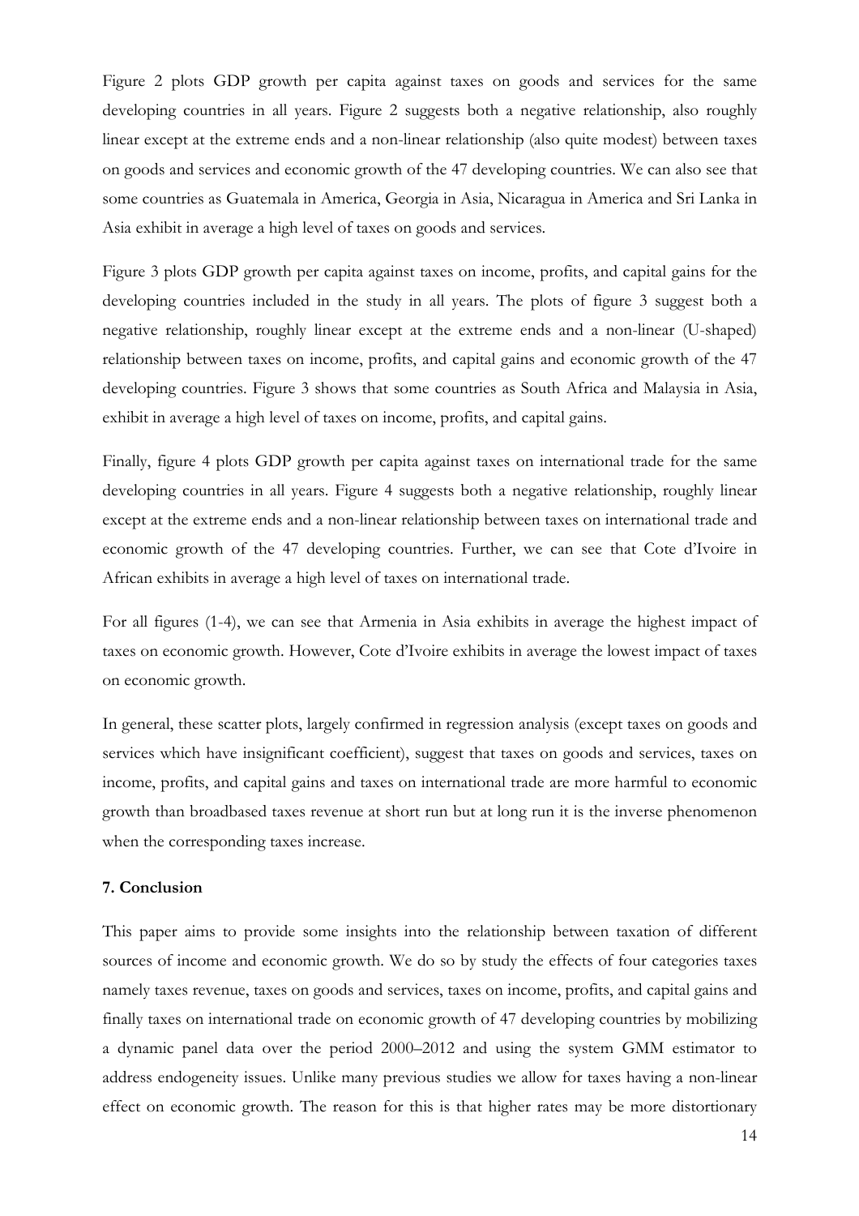Figure 2 plots GDP growth per capita against taxes on goods and services for the same developing countries in all years. Figure 2 suggests both a negative relationship, also roughly linear except at the extreme ends and a non-linear relationship (also quite modest) between taxes on goods and services and economic growth of the 47 developing countries. We can also see that some countries as Guatemala in America, Georgia in Asia, Nicaragua in America and Sri Lanka in Asia exhibit in average a high level of taxes on goods and services.

Figure 3 plots GDP growth per capita against taxes on income, profits, and capital gains for the developing countries included in the study in all years. The plots of figure 3 suggest both a negative relationship, roughly linear except at the extreme ends and a non-linear (U-shaped) relationship between taxes on income, profits, and capital gains and economic growth of the 47 developing countries. Figure 3 shows that some countries as South Africa and Malaysia in Asia, exhibit in average a high level of taxes on income, profits, and capital gains.

Finally, figure 4 plots GDP growth per capita against taxes on international trade for the same developing countries in all years. Figure 4 suggests both a negative relationship, roughly linear except at the extreme ends and a non-linear relationship between taxes on international trade and economic growth of the 47 developing countries. Further, we can see that Cote d'Ivoire in African exhibits in average a high level of taxes on international trade.

For all figures (1-4), we can see that Armenia in Asia exhibits in average the highest impact of taxes on economic growth. However, Cote d'Ivoire exhibits in average the lowest impact of taxes on economic growth.

In general, these scatter plots, largely confirmed in regression analysis (except taxes on goods and services which have insignificant coefficient), suggest that taxes on goods and services, taxes on income, profits, and capital gains and taxes on international trade are more harmful to economic growth than broadbased taxes revenue at short run but at long run it is the inverse phenomenon when the corresponding taxes increase.

**7. Conclusion**

This paper aims to provide some insights into the relationship between taxation of different sources of income and economic growth. We do so by study the effects of four categories taxes namely taxes revenue, taxes on goods and services, taxes on income, profits, and capital gains and finally taxes on international trade on economic growth of 47 developing countries by mobilizing a dynamic panel data over the period 2000–2012 and using the system GMM estimator to address endogeneity issues. Unlike many previous studies we allow for taxes having a non-linear effect on economic growth. The reason for this is that higher rates may be more distortionary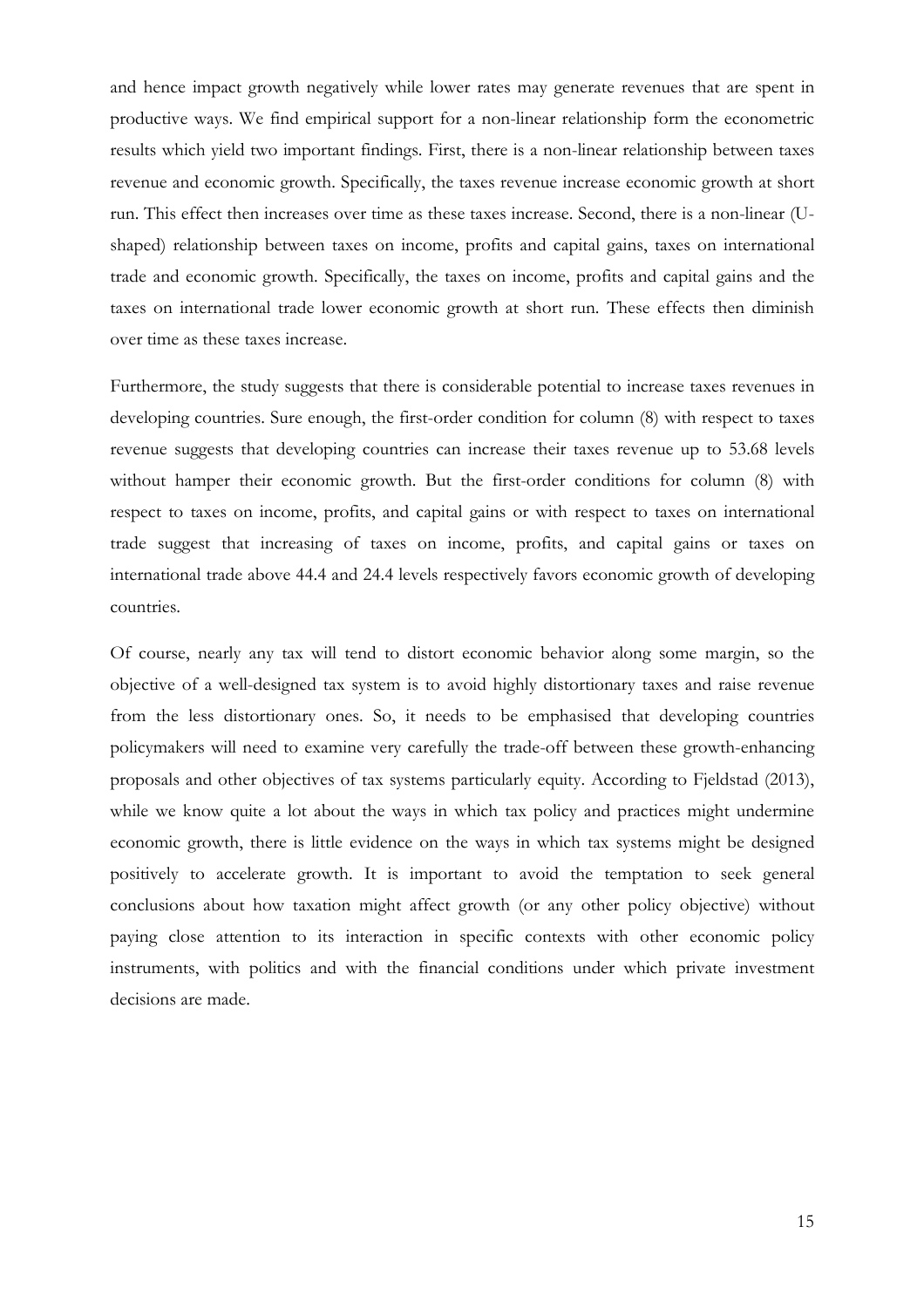and hence impact growth negatively while lower rates may generate revenues that are spent in productive ways. We find empirical support for a non-linear relationship form the econometric results which yield two important findings. First, there is a non-linear relationship between taxes revenue and economic growth. Specifically, the taxes revenue increase economic growth at short run. This effect then increases over time as these taxes increase. Second, there is a non-linear (U-shaped) relationship between taxes on income, profits and capital gains, taxes on international trade and economic growth. Specifically, the taxes on income, profits and capital gains and the taxes on international trade lower economic growth at short run. These effects then diminish over time as these taxes increase.

Furthermore, the study suggests that there is considerable potential to increase taxes revenues in developing countries. Sure enough, the first-order condition for column (8) with respect to taxes revenue suggests that developing countries can increase their taxes revenue up to 53.68 levels without hamper their economic growth. But the first-order conditions for column (8) with respect to taxes on income, profits, and capital gains or with respect to taxes on international trade suggest that increasing of taxes on income, profits, and capital gains or taxes on international trade above 44.4 and 24.4 levels respectively favors economic growth of developing countries.

Of course, nearly any tax will tend to distort economic behavior along some margin, so the objective of a well-designed tax system is to avoid highly distortionary taxes and raise revenue from the less distortionary ones. So, it needs to be emphasised that developing countries policymakers will need to examine very carefully the trade-off between these growth-enhancing proposals and other objectives of tax systems particularly equity. According to Fjeldstad (2013), while we know quite a lot about the ways in which tax policy and practices might undermine economic growth, there is little evidence on the ways in which tax systems might be designed positively to accelerate growth. It is important to avoid the temptation to seek general conclusions about how taxation might affect growth (or any other policy objective) without paying close attention to its interaction in specific contexts with other economic policy instruments, with politics and with the financial conditions under which private investment decisions are made.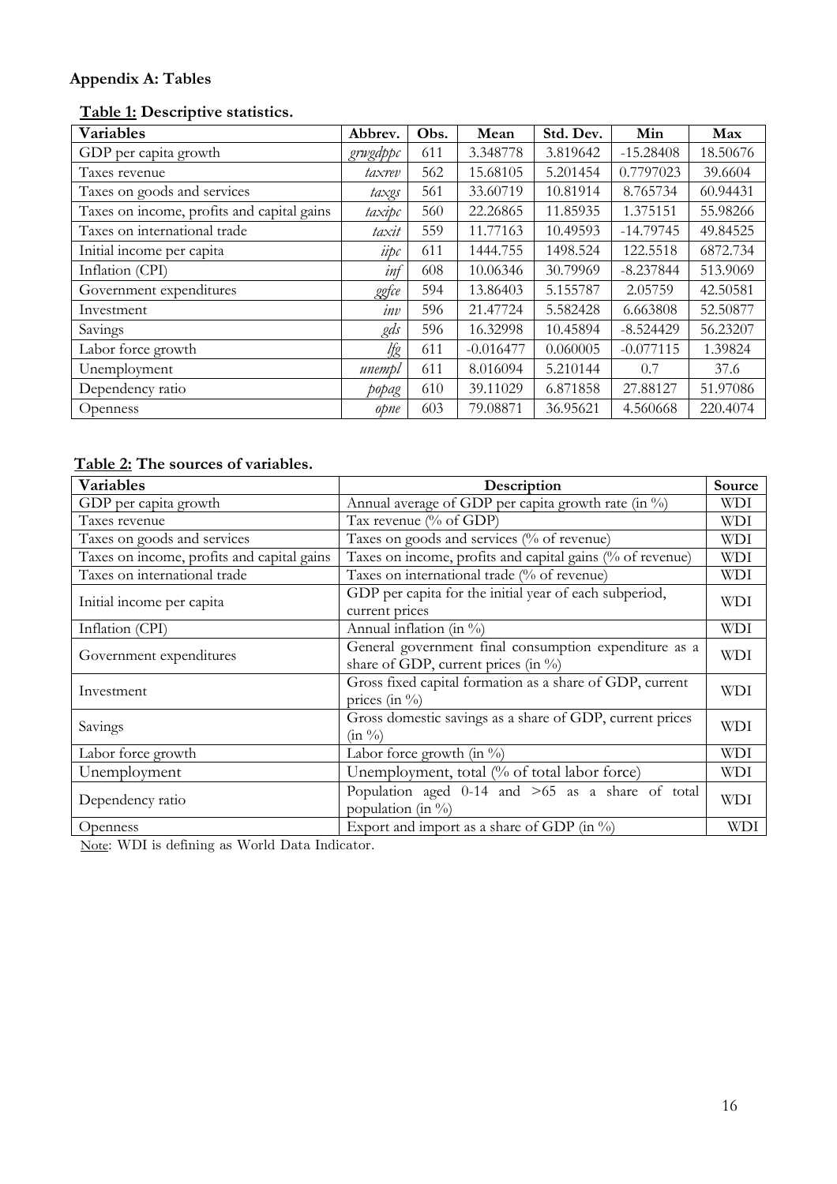## Appendix A: Tables

**Table 1: Descriptive statistics.**

| Variables | Abbrev. | Obs. | Mean | Std. Dev. | Min | Max |
|---|---|---|---|---|---|---|
| GDP per capita growth | *grwgdppc* | 611 | 3.348778 | 3.819642 | -15.28408 | 18.50676 |
| Taxes revenue | *taxrev* | 562 | 15.68105 | 5.201454 | 0.7797023 | 39.6604 |
| Taxes on goods and services | *taxgs* | 561 | 33.60719 | 10.81914 | 8.765734 | 60.94431 |
| Taxes on income, profits and capital gains | *taxipc* | 560 | 22.26865 | 11.85935 | 1.375151 | 55.98266 |
| Taxes on international trade | *taxit* | 559 | 11.77163 | 10.49593 | -14.79745 | 49.84525 |
| Initial income per capita | *iipc* | 611 | 1444.755 | 1498.524 | 122.5518 | 6872.734 |
| Inflation (CPI) | *inf* | 608 | 10.06346 | 30.79969 | -8.237844 | 513.9069 |
| Government expenditures | *ggfce* | 594 | 13.86403 | 5.155787 | 2.05759 | 42.50581 |
| Investment | *inv* | 596 | 21.47724 | 5.582428 | 6.663808 | 52.50877 |
| Savings | *gds* | 596 | 16.32998 | 10.45894 | -8.524429 | 56.23207 |
| Labor force growth | *lfg* | 611 | -0.016477 | 0.060005 | -0.077115 | 1.39824 |
| Unemployment | *unempl* | 611 | 8.016094 | 5.210144 | 0.7 | 37.6 |
| Dependency ratio | *popag* | 610 | 39.11029 | 6.871858 | 27.88127 | 51.97086 |
| Openness | *opne* | 603 | 79.08871 | 36.95621 | 4.560668 | 220.4074 |

**Table 2: The sources of variables.**

| Variables | Description | Source |
|---|---|---|
| GDP per capita growth | Annual average of GDP per capita growth rate (in %) | WDI |
| Taxes revenue | Tax revenue (% of GDP) | WDI |
| Taxes on goods and services | Taxes on goods and services (% of revenue) | WDI |
| Taxes on income, profits and capital gains | Taxes on income, profits and capital gains (% of revenue) | WDI |
| Taxes on international trade | Taxes on international trade (% of revenue) | WDI |
| Initial income per capita | GDP per capita for the initial year of each subperiod, current prices | WDI |
| Inflation (CPI) | Annual inflation (in %) | WDI |
| Government expenditures | General government final consumption expenditure as a share of GDP, current prices (in %) | WDI |
| Investment | Gross fixed capital formation as a share of GDP, current prices (in %) | WDI |
| Savings | Gross domestic savings as a share of GDP, current prices (in %) | WDI |
| Labor force growth | Labor force growth (in %) | WDI |
| Unemployment | Unemployment, total (% of total labor force) | WDI |
| Dependency ratio | Population aged 0-14 and >65 as a share of total population (in %) | WDI |
| Openness | Export and import as a share of GDP (in %) | WDI |

Note: WDI is defining as World Data Indicator.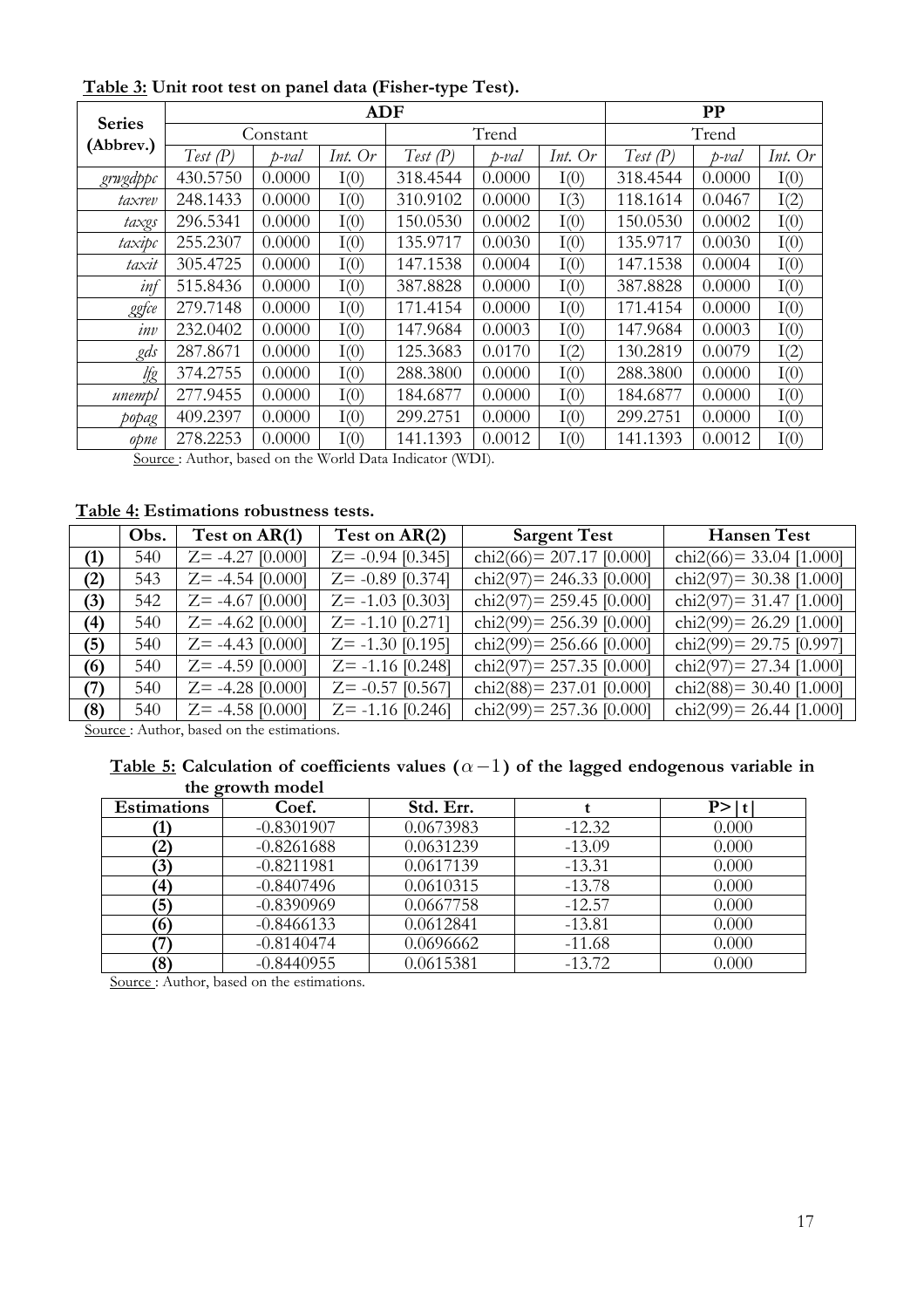**Table 3: Unit root test on panel data (Fisher-type Test).**

| Series (Abbrev.) | ADF | | | | | | PP | | |
|---|---|---|---|---|---|---|---|---|---|
| | Constant | | | Trend | | | Trend | | |
| | *Test (P)* | *p-val* | *Int. Or* | *Test (P)* | *p-val* | *Int. Or* | *Test (P)* | *p-val* | *Int. Or* |
| *grwgdppc* | 430.5750 | 0.0000 | I(0) | 318.4544 | 0.0000 | I(0) | 318.4544 | 0.0000 | I(0) |
| *taxrev* | 248.1433 | 0.0000 | I(0) | 310.9102 | 0.0000 | I(3) | 118.1614 | 0.0467 | I(2) |
| *taxgs* | 296.5341 | 0.0000 | I(0) | 150.0530 | 0.0002 | I(0) | 150.0530 | 0.0002 | I(0) |
| *taxipc* | 255.2307 | 0.0000 | I(0) | 135.9717 | 0.0030 | I(0) | 135.9717 | 0.0030 | I(0) |
| *taxit* | 305.4725 | 0.0000 | I(0) | 147.1538 | 0.0004 | I(0) | 147.1538 | 0.0004 | I(0) |
| *inf* | 515.8436 | 0.0000 | I(0) | 387.8828 | 0.0000 | I(0) | 387.8828 | 0.0000 | I(0) |
| *ggfce* | 279.7148 | 0.0000 | I(0) | 171.4154 | 0.0000 | I(0) | 171.4154 | 0.0000 | I(0) |
| *inv* | 232.0402 | 0.0000 | I(0) | 147.9684 | 0.0003 | I(0) | 147.9684 | 0.0003 | I(0) |
| *gds* | 287.8671 | 0.0000 | I(0) | 125.3683 | 0.0170 | I(2) | 130.2819 | 0.0079 | I(2) |
| *lfg* | 374.2755 | 0.0000 | I(0) | 288.3800 | 0.0000 | I(0) | 288.3800 | 0.0000 | I(0) |
| *unempl* | 277.9455 | 0.0000 | I(0) | 184.6877 | 0.0000 | I(0) | 184.6877 | 0.0000 | I(0) |
| *popag* | 409.2397 | 0.0000 | I(0) | 299.2751 | 0.0000 | I(0) | 299.2751 | 0.0000 | I(0) |
| *opne* | 278.2253 | 0.0000 | I(0) | 141.1393 | 0.0012 | I(0) | 141.1393 | 0.0012 | I(0) |

Source : Author, based on the World Data Indicator (WDI).

**Table 4: Estimations robustness tests.**

| | Obs. | Test on AR(1) | Test on AR(2) | Sargent Test | Hansen Test |
|---|---|---|---|---|---|
| **(1)** | 540 | Z= -4.27 [0.000] | Z= -0.94 [0.345] | chi2(66)= 207.17 [0.000] | chi2(66)= 33.04 [1.000] |
| **(2)** | 543 | Z= -4.54 [0.000] | Z= -0.89 [0.374] | chi2(97)= 246.33 [0.000] | chi2(97)= 30.38 [1.000] |
| **(3)** | 542 | Z= -4.67 [0.000] | Z= -1.03 [0.303] | chi2(97)= 259.45 [0.000] | chi2(97)= 31.47 [1.000] |
| **(4)** | 540 | Z= -4.62 [0.000] | Z= -1.10 [0.271] | chi2(99)= 256.39 [0.000] | chi2(99)= 26.29 [1.000] |
| **(5)** | 540 | Z= -4.43 [0.000] | Z= -1.30 [0.195] | chi2(99)= 256.66 [0.000] | chi2(99)= 29.75 [0.997] |
| **(6)** | 540 | Z= -4.59 [0.000] | Z= -1.16 [0.248] | chi2(97)= 257.35 [0.000] | chi2(97)= 27.34 [1.000] |
| **(7)** | 540 | Z= -4.28 [0.000] | Z= -0.57 [0.567] | chi2(88)= 237.01 [0.000] | chi2(88)= 30.40 [1.000] |
| **(8)** | 540 | Z= -4.58 [0.000] | Z= -1.16 [0.246] | chi2(99)= 257.36 [0.000] | chi2(99)= 26.44 [1.000] |

Source : Author, based on the estimations.

**Table 5: Calculation of coefficients values ($\alpha - 1$) of the lagged endogenous variable in the growth model**

| Estimations | Coef. | Std. Err. | t | P>\|t\| |
|---|---|---|---|---|
| **(1)** | -0.8301907 | 0.0673983 | -12.32 | 0.000 |
| **(2)** | -0.8261688 | 0.0631239 | -13.09 | 0.000 |
| **(3)** | -0.8211981 | 0.0617139 | -13.31 | 0.000 |
| **(4)** | -0.8407496 | 0.0610315 | -13.78 | 0.000 |
| **(5)** | -0.8390969 | 0.0667758 | -12.57 | 0.000 |
| **(6)** | -0.8466133 | 0.0612841 | -13.81 | 0.000 |
| **(7)** | -0.8140474 | 0.0696662 | -11.68 | 0.000 |
| **(8)** | -0.8440955 | 0.0615381 | -13.72 | 0.000 |

Source : Author, based on the estimations.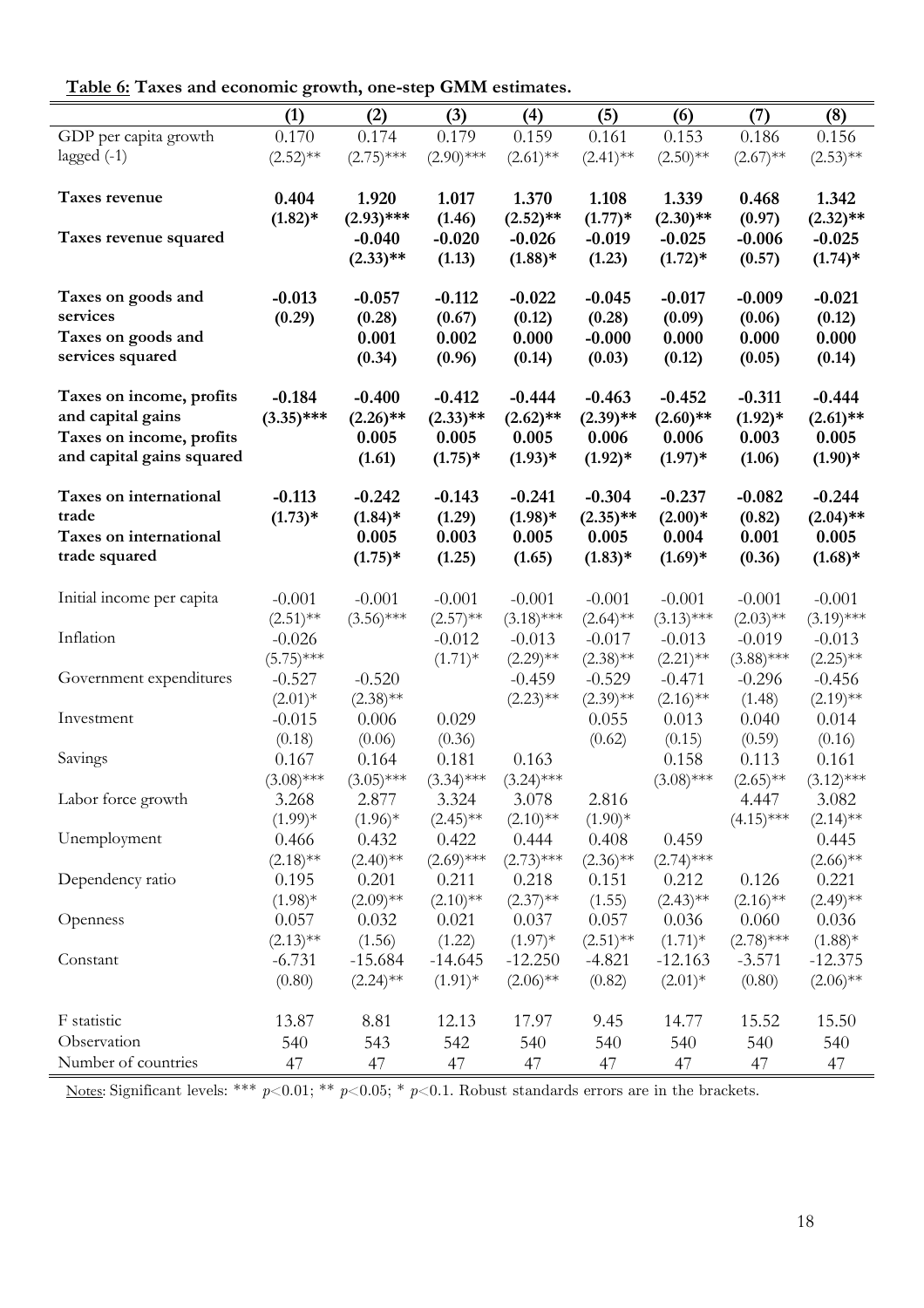**Table 6: Taxes and economic growth, one-step GMM estimates.**

| | (1) | (2) | (3) | (4) | (5) | (6) | (7) | (8) |
|---|---|---|---|---|---|---|---|---|
| GDP per capita growth lagged (-1) | 0.170 | 0.174 | 0.179 | 0.159 | 0.161 | 0.153 | 0.186 | 0.156 |
| | (2.52)** | (2.75)*** | (2.90)*** | (2.61)** | (2.41)** | (2.50)** | (2.67)** | (2.53)** |
| **Taxes revenue** | **0.404** | **1.920** | **1.017** | **1.370** | **1.108** | **1.339** | **0.468** | **1.342** |
| | **(1.82)*** | **(2.93)***** | **(1.46)** | **(2.52)**** | **(1.77)*** | **(2.30)**** | **(0.97)** | **(2.32)**** |
| **Taxes revenue squared** | | **-0.040** | **-0.020** | **-0.026** | **-0.019** | **-0.025** | **-0.006** | **-0.025** |
| | | **(2.33)**** | **(1.13)** | **(1.88)*** | **(1.23)** | **(1.72)*** | **(0.57)** | **(1.74)*** |
| **Taxes on goods and services** | **-0.013** | **-0.057** | **-0.112** | **-0.022** | **-0.045** | **-0.017** | **-0.009** | **-0.021** |
| | **(0.29)** | **(0.28)** | **(0.67)** | **(0.12)** | **(0.28)** | **(0.09)** | **(0.06)** | **(0.12)** |
| **Taxes on goods and services squared** | | **0.001** | **0.002** | **0.000** | **-0.000** | **0.000** | **0.000** | **0.000** |
| | | **(0.34)** | **(0.96)** | **(0.14)** | **(0.03)** | **(0.12)** | **(0.05)** | **(0.14)** |
| **Taxes on income, profits and capital gains** | **-0.184** | **-0.400** | **-0.412** | **-0.444** | **-0.463** | **-0.452** | **-0.311** | **-0.444** |
| | **(3.35)***** | **(2.26)**** | **(2.33)**** | **(2.62)**** | **(2.39)**** | **(2.60)**** | **(1.92)*** | **(2.61)**** |
| **Taxes on income, profits and capital gains squared** | | **0.005** | **0.005** | **0.005** | **0.006** | **0.006** | **0.003** | **0.005** |
| | | **(1.61)** | **(1.75)*** | **(1.93)*** | **(1.92)*** | **(1.97)*** | **(1.06)** | **(1.90)*** |
| **Taxes on international trade** | **-0.113** | **-0.242** | **-0.143** | **-0.241** | **-0.304** | **-0.237** | **-0.082** | **-0.244** |
| | **(1.73)*** | **(1.84)*** | **(1.29)** | **(1.98)*** | **(2.35)**** | **(2.00)*** | **(0.82)** | **(2.04)**** |
| **Taxes on international trade squared** | | **0.005** | **0.003** | **0.005** | **0.005** | **0.004** | **0.001** | **0.005** |
| | | **(1.75)*** | **(1.25)** | **(1.65)** | **(1.83)*** | **(1.69)*** | **(0.36)** | **(1.68)*** |
| Initial income per capita | -0.001 | -0.001 | -0.001 | -0.001 | -0.001 | -0.001 | -0.001 | -0.001 |
| | (2.51)** | (3.56)*** | (2.57)** | (3.18)*** | (2.64)** | (3.13)*** | (2.03)** | (3.19)*** |
| Inflation | -0.026 | | -0.012 | -0.013 | -0.017 | -0.013 | -0.019 | -0.013 |
| | (5.75)*** | | (1.71)* | (2.29)** | (2.38)** | (2.21)** | (3.88)*** | (2.25)** |
| Government expenditures | -0.527 | -0.520 | | -0.459 | -0.529 | -0.471 | -0.296 | -0.456 |
| | (2.01)* | (2.38)** | | (2.23)** | (2.39)** | (2.16)** | (1.48) | (2.19)** |
| Investment | -0.015 | 0.006 | 0.029 | | 0.055 | 0.013 | 0.040 | 0.014 |
| | (0.18) | (0.06) | (0.36) | | (0.62) | (0.15) | (0.59) | (0.16) |
| Savings | 0.167 | 0.164 | 0.181 | 0.163 | | 0.158 | 0.113 | 0.161 |
| | (3.08)*** | (3.05)*** | (3.34)*** | (3.24)*** | | (3.08)*** | (2.65)** | (3.12)*** |
| Labor force growth | 3.268 | 2.877 | 3.324 | 3.078 | 2.816 | | 4.447 | 3.082 |
| | (1.99)* | (1.96)* | (2.45)** | (2.10)** | (1.90)* | | (4.15)*** | (2.14)** |
| Unemployment | 0.466 | 0.432 | 0.422 | 0.444 | 0.408 | 0.459 | | 0.445 |
| | (2.18)** | (2.40)** | (2.69)*** | (2.73)*** | (2.36)** | (2.74)*** | | (2.66)** |
| Dependency ratio | 0.195 | 0.201 | 0.211 | 0.218 | 0.151 | 0.212 | 0.126 | 0.221 |
| | (1.98)* | (2.09)** | (2.10)** | (2.37)** | (1.55) | (2.43)** | (2.16)** | (2.49)** |
| Openness | 0.057 | 0.032 | 0.021 | 0.037 | 0.057 | 0.036 | 0.060 | 0.036 |
| | (2.13)** | (1.56) | (1.22) | (1.97)* | (2.51)** | (1.71)* | (2.78)*** | (1.88)* |
| Constant | -6.731 | -15.684 | -14.645 | -12.250 | -4.821 | -12.163 | -3.571 | -12.375 |
| | (0.80) | (2.24)** | (1.91)* | (2.06)** | (0.82) | (2.01)* | (0.80) | (2.06)** |
| F statistic | 13.87 | 8.81 | 12.13 | 17.97 | 9.45 | 14.77 | 15.52 | 15.50 |
| Observation | 540 | 543 | 542 | 540 | 540 | 540 | 540 | 540 |
| Number of countries | 47 | 47 | 47 | 47 | 47 | 47 | 47 | 47 |

Notes: Significant levels: *** $p<0.01$; ** $p<0.05$; * $p<0.1$. Robust standards errors are in the brackets.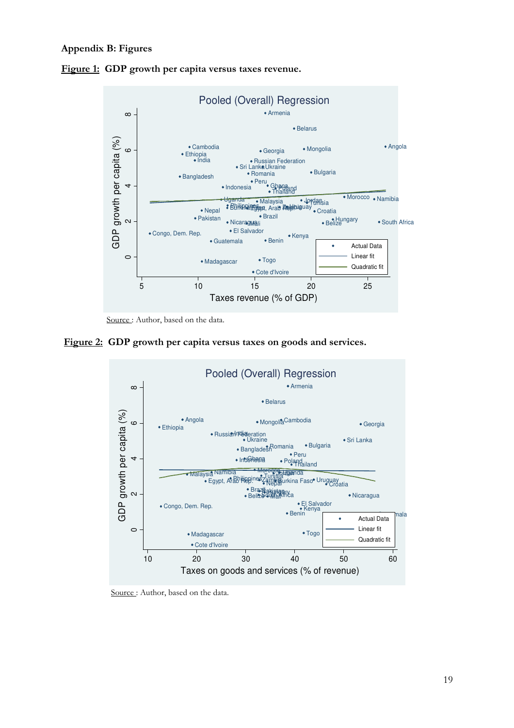**Appendix B: Figures**

**Figure 1: GDP growth per capita versus taxes revenue.**

Source : Author, based on the data.

**Figure 2: GDP growth per capita versus taxes on goods and services.**

Source : Author, based on the data.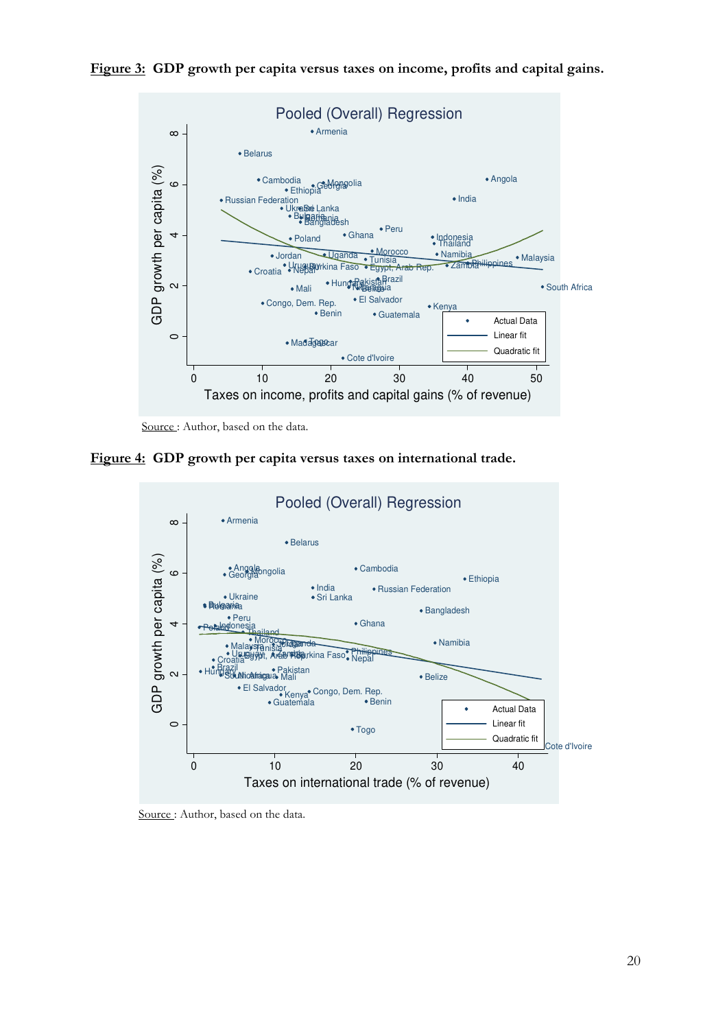**Figure 3:** **GDP growth per capita versus taxes on income, profits and capital gains.**

Source : Author, based on the data.

**Figure 4:** **GDP growth per capita versus taxes on international trade.**

Source : Author, based on the data.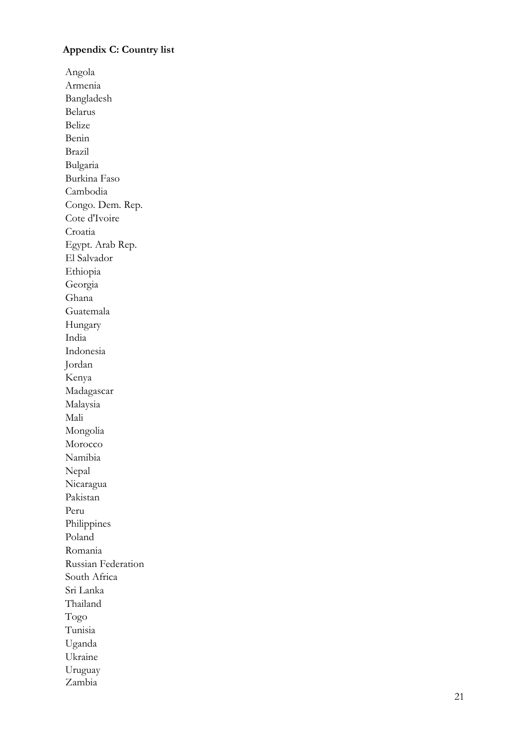**Appendix C: Country list**

Angola
Armenia
Bangladesh
Belarus
Belize
Benin
Brazil
Bulgaria
Burkina Faso
Cambodia
Congo. Dem. Rep.
Cote d'Ivoire
Croatia
Egypt. Arab Rep.
El Salvador
Ethiopia
Georgia
Ghana
Guatemala
Hungary
India
Indonesia
Jordan
Kenya
Madagascar
Malaysia
Mali
Mongolia
Morocco
Namibia
Nepal
Nicaragua
Pakistan
Peru
Philippines
Poland
Romania
Russian Federation
South Africa
Sri Lanka
Thailand
Togo
Tunisia
Uganda
Ukraine
Uruguay
Zambia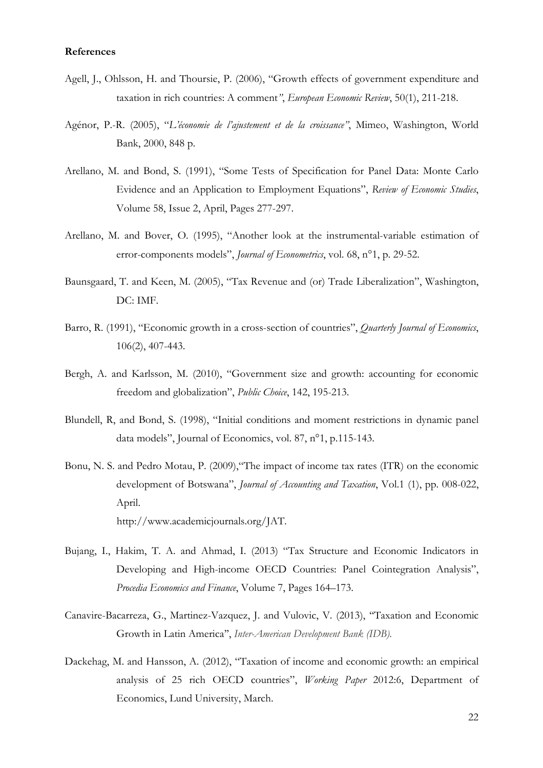**References**

Agell, J., Ohlsson, H. and Thoursie, P. (2006), "Growth effects of government expenditure and taxation in rich countries: A comment", *European Economic Review*, 50(1), 211-218.

Agénor, P.-R. (2005), "*L'économie de l'ajustement et de la croissance*", Mimeo, Washington, World Bank, 2000, 848 p.

Arellano, M. and Bond, S. (1991), "Some Tests of Specification for Panel Data: Monte Carlo Evidence and an Application to Employment Equations", *Review of Economic Studies*, Volume 58, Issue 2, April, Pages 277-297.

Arellano, M. and Bover, O. (1995), "Another look at the instrumental-variable estimation of error-components models", *Journal of Econometrics*, vol. 68, n°1, p. 29-52.

Baunsgaard, T. and Keen, M. (2005), "Tax Revenue and (or) Trade Liberalization", Washington, DC: IMF.

Barro, R. (1991), "Economic growth in a cross-section of countries", *Quarterly Journal of Economics*, 106(2), 407-443.

Bergh, A. and Karlsson, M. (2010), "Government size and growth: accounting for economic freedom and globalization", *Public Choice*, 142, 195-213.

Blundell, R, and Bond, S. (1998), "Initial conditions and moment restrictions in dynamic panel data models", Journal of Economics, vol. 87, n°1, p.115-143.

Bonu, N. S. and Pedro Motau, P. (2009),"The impact of income tax rates (ITR) on the economic development of Botswana", *Journal of Accounting and Taxation*, Vol.1 (1), pp. 008-022, April.
http://www.academicjournals.org/JAT.

Bujang, I., Hakim, T. A. and Ahmad, I. (2013) "Tax Structure and Economic Indicators in Developing and High-income OECD Countries: Panel Cointegration Analysis", *Procedia Economics and Finance*, Volume 7, Pages 164–173.

Canavire-Bacarreza, G., Martinez-Vazquez, J. and Vulovic, V. (2013), "Taxation and Economic Growth in Latin America", *Inter-American Development Bank (IDB).*

Dackehag, M. and Hansson, A. (2012), "Taxation of income and economic growth: an empirical analysis of 25 rich OECD countries", *Working Paper* 2012:6, Department of Economics, Lund University, March.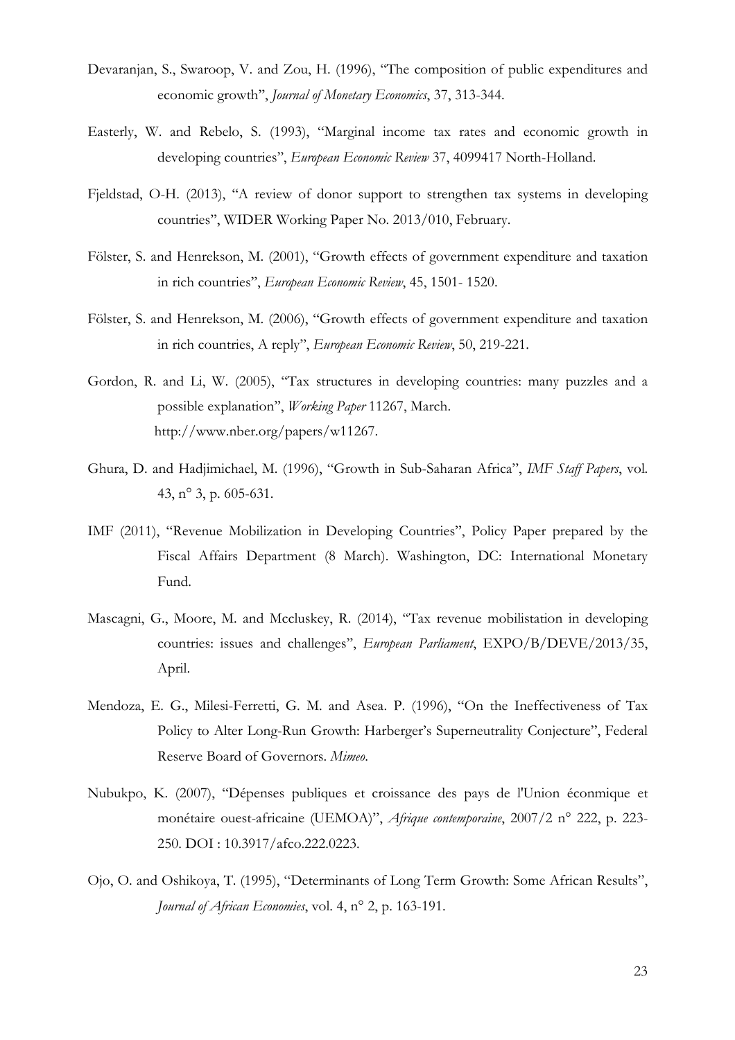Devaranjan, S., Swaroop, V. and Zou, H. (1996), "The composition of public expenditures and economic growth", *Journal of Monetary Economics*, 37, 313-344.

Easterly, W. and Rebelo, S. (1993), "Marginal income tax rates and economic growth in developing countries", *European Economic Review* 37, 4099417 North-Holland.

Fjeldstad, O-H. (2013), "A review of donor support to strengthen tax systems in developing countries", WIDER Working Paper No. 2013/010, February.

Fölster, S. and Henrekson, M. (2001), "Growth effects of government expenditure and taxation in rich countries", *European Economic Review*, 45, 1501- 1520.

Fölster, S. and Henrekson, M. (2006), "Growth effects of government expenditure and taxation in rich countries, A reply", *European Economic Review*, 50, 219-221.

Gordon, R. and Li, W. (2005), "Tax structures in developing countries: many puzzles and a possible explanation", *Working Paper* 11267, March. http://www.nber.org/papers/w11267.

Ghura, D. and Hadjimichael, M. (1996), "Growth in Sub-Saharan Africa", *IMF Staff Papers*, vol. 43, n° 3, p. 605-631.

IMF (2011), "Revenue Mobilization in Developing Countries", Policy Paper prepared by the Fiscal Affairs Department (8 March). Washington, DC: International Monetary Fund.

Mascagni, G., Moore, M. and Mccluskey, R. (2014), "Tax revenue mobilistation in developing countries: issues and challenges", *European Parliament*, EXPO/B/DEVE/2013/35, April.

Mendoza, E. G., Milesi-Ferretti, G. M. and Asea. P. (1996), "On the Ineffectiveness of Tax Policy to Alter Long-Run Growth: Harberger's Superneutrality Conjecture", Federal Reserve Board of Governors. *Mimeo*.

Nubukpo, K. (2007), "Dépenses publiques et croissance des pays de l'Union éconmique et monétaire ouest-africaine (UEMOA)", *Afrique contemporaine*, 2007/2 n° 222, p. 223-250. DOI : 10.3917/afco.222.0223.

Ojo, O. and Oshikoya, T. (1995), "Determinants of Long Term Growth: Some African Results", *Journal of African Economies*, vol. 4, n° 2, p. 163-191.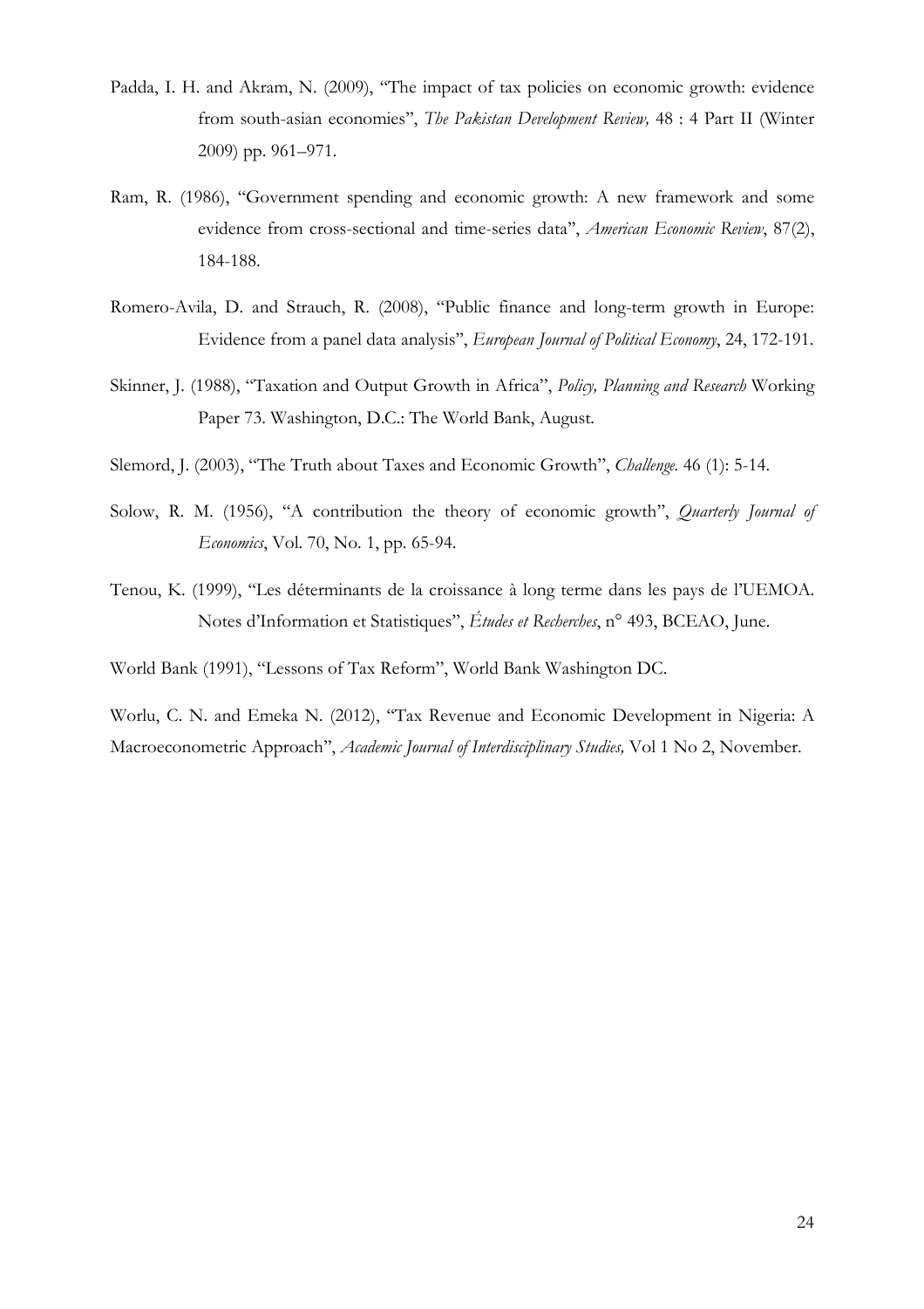Padda, I. H. and Akram, N. (2009), "The impact of tax policies on economic growth: evidence from south-asian economies", *The Pakistan Development Review,* 48 : 4 Part II (Winter 2009) pp. 961–971.

Ram, R. (1986), "Government spending and economic growth: A new framework and some evidence from cross-sectional and time-series data", *American Economic Review*, 87(2), 184-188.

Romero-Avila, D. and Strauch, R. (2008), "Public finance and long-term growth in Europe: Evidence from a panel data analysis", *European Journal of Political Economy*, 24, 172-191.

Skinner, J. (1988), "Taxation and Output Growth in Africa", *Policy, Planning and Research* Working Paper 73. Washington, D.C.: The World Bank, August.

Slemord, J. (2003), "The Truth about Taxes and Economic Growth", *Challenge.* 46 (1): 5-14.

Solow, R. M. (1956), "A contribution the theory of economic growth", *Quarterly Journal of Economics*, Vol. 70, No. 1, pp. 65-94.

Tenou, K. (1999), "Les déterminants de la croissance à long terme dans les pays de l'UEMOA. Notes d'Information et Statistiques", *Études et Recherches*, n° 493, BCEAO, June.

World Bank (1991), "Lessons of Tax Reform", World Bank Washington DC.

Worlu, C. N. and Emeka N. (2012), "Tax Revenue and Economic Development in Nigeria: A Macroeconometric Approach", *Academic Journal of Interdisciplinary Studies,* Vol 1 No 2, November.